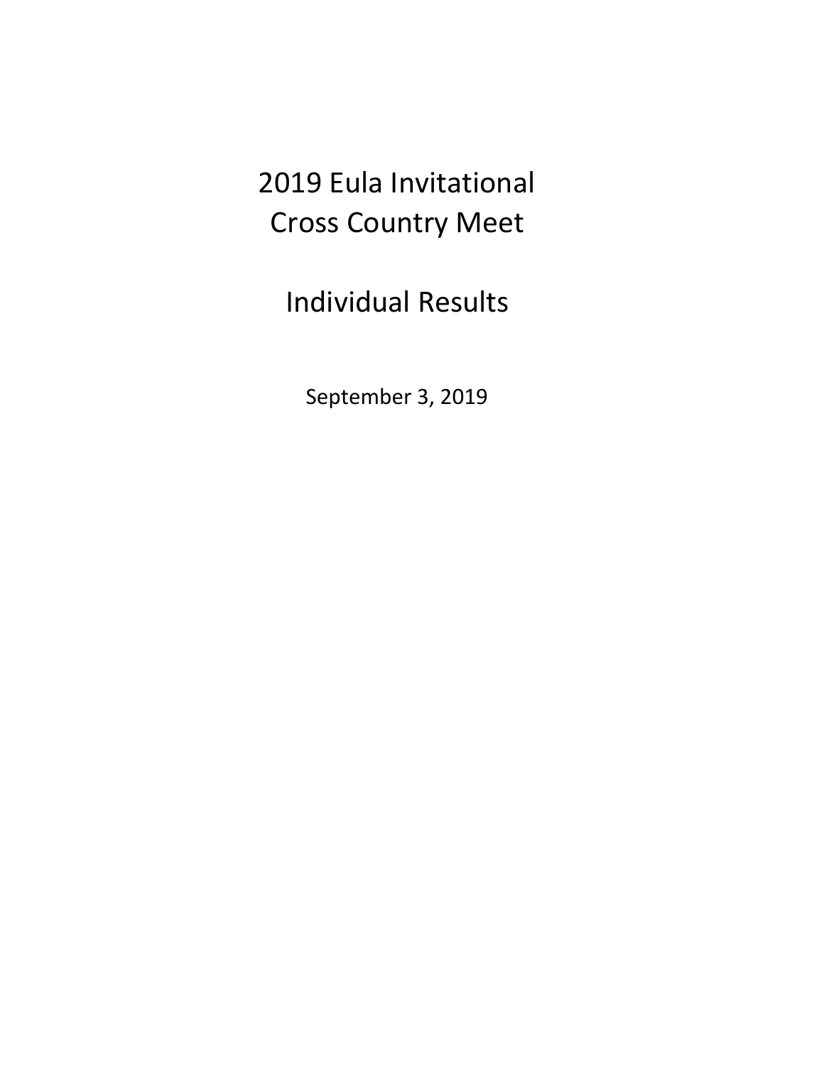# 2019 Eula Invitational
# Cross Country Meet

# Individual Results

September 3, 2019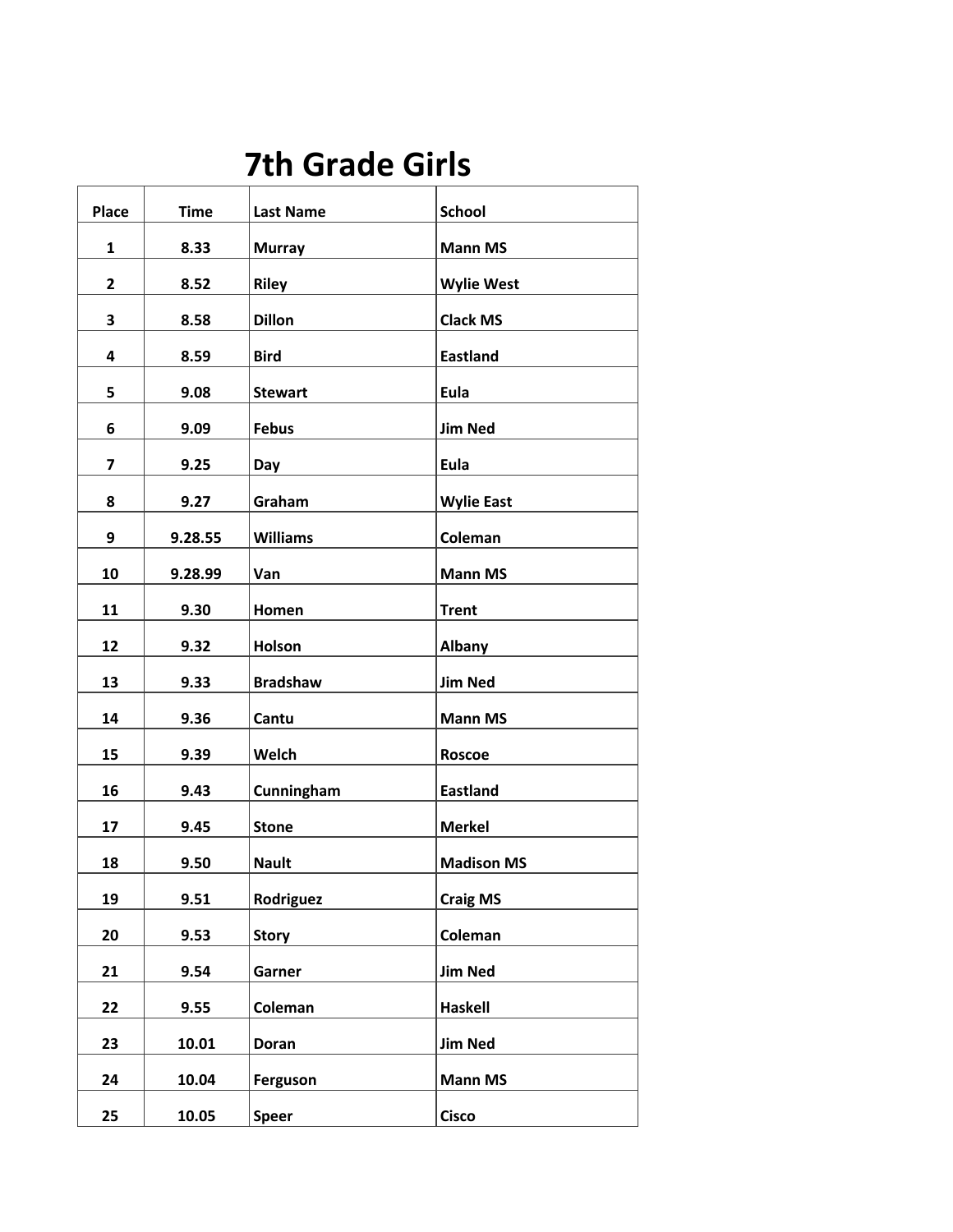# 7th Grade Girls

| Place | Time | Last Name | School |
|---|---|---|---|
| 1 | 8.33 | Murray | Mann MS |
| 2 | 8.52 | Riley | Wylie West |
| 3 | 8.58 | Dillon | Clack MS |
| 4 | 8.59 | Bird | Eastland |
| 5 | 9.08 | Stewart | Eula |
| 6 | 9.09 | Febus | Jim Ned |
| 7 | 9.25 | Day | Eula |
| 8 | 9.27 | Graham | Wylie East |
| 9 | 9.28.55 | Williams | Coleman |
| 10 | 9.28.99 | Van | Mann MS |
| 11 | 9.30 | Homen | Trent |
| 12 | 9.32 | Holson | Albany |
| 13 | 9.33 | Bradshaw | Jim Ned |
| 14 | 9.36 | Cantu | Mann MS |
| 15 | 9.39 | Welch | Roscoe |
| 16 | 9.43 | Cunningham | Eastland |
| 17 | 9.45 | Stone | Merkel |
| 18 | 9.50 | Nault | Madison MS |
| 19 | 9.51 | Rodriguez | Craig MS |
| 20 | 9.53 | Story | Coleman |
| 21 | 9.54 | Garner | Jim Ned |
| 22 | 9.55 | Coleman | Haskell |
| 23 | 10.01 | Doran | Jim Ned |
| 24 | 10.04 | Ferguson | Mann MS |
| 25 | 10.05 | Speer | Cisco |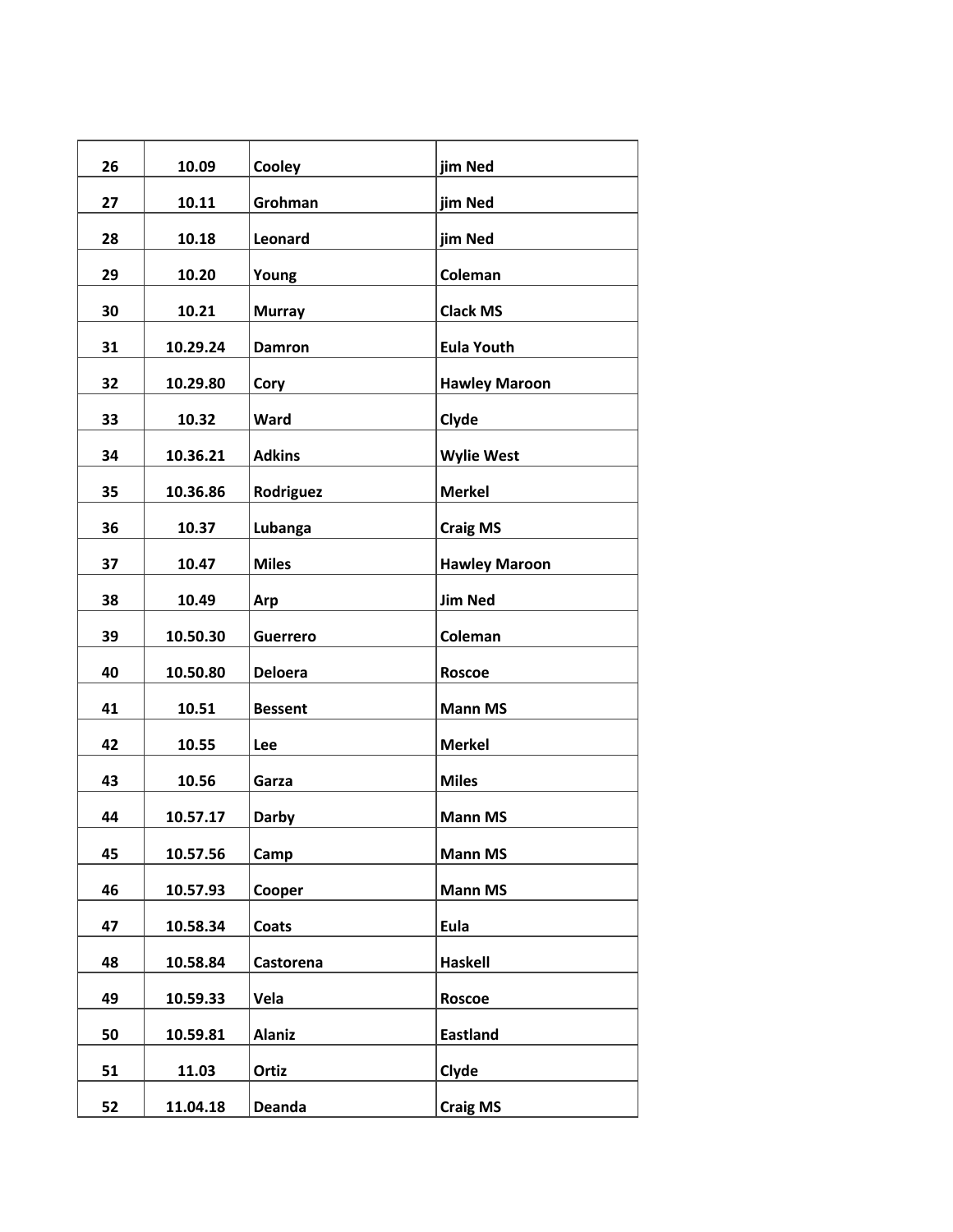| 26 | 10.09 | Cooley | jim Ned |
|---|---|---|---|
| 27 | 10.11 | Grohman | jim Ned |
| 28 | 10.18 | Leonard | jim Ned |
| 29 | 10.20 | Young | Coleman |
| 30 | 10.21 | Murray | Clack MS |
| 31 | 10.29.24 | Damron | Eula Youth |
| 32 | 10.29.80 | Cory | Hawley Maroon |
| 33 | 10.32 | Ward | Clyde |
| 34 | 10.36.21 | Adkins | Wylie West |
| 35 | 10.36.86 | Rodriguez | Merkel |
| 36 | 10.37 | Lubanga | Craig MS |
| 37 | 10.47 | Miles | Hawley Maroon |
| 38 | 10.49 | Arp | Jim Ned |
| 39 | 10.50.30 | Guerrero | Coleman |
| 40 | 10.50.80 | Deloera | Roscoe |
| 41 | 10.51 | Bessent | Mann MS |
| 42 | 10.55 | Lee | Merkel |
| 43 | 10.56 | Garza | Miles |
| 44 | 10.57.17 | Darby | Mann MS |
| 45 | 10.57.56 | Camp | Mann MS |
| 46 | 10.57.93 | Cooper | Mann MS |
| 47 | 10.58.34 | Coats | Eula |
| 48 | 10.58.84 | Castorena | Haskell |
| 49 | 10.59.33 | Vela | Roscoe |
| 50 | 10.59.81 | Alaniz | Eastland |
| 51 | 11.03 | Ortiz | Clyde |
| 52 | 11.04.18 | Deanda | Craig MS |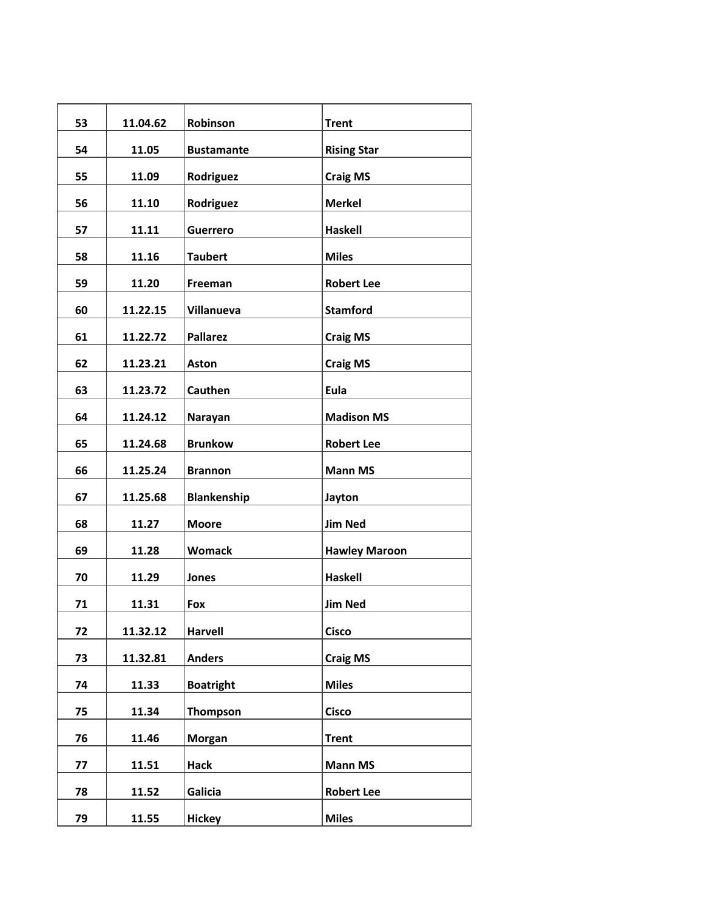| 53 | 11.04.62 | Robinson | Trent |
|---|---|---|---|
| 54 | 11.05 | Bustamante | Rising Star |
| 55 | 11.09 | Rodriguez | Craig MS |
| 56 | 11.10 | Rodriguez | Merkel |
| 57 | 11.11 | Guerrero | Haskell |
| 58 | 11.16 | Taubert | Miles |
| 59 | 11.20 | Freeman | Robert Lee |
| 60 | 11.22.15 | Villanueva | Stamford |
| 61 | 11.22.72 | Pallarez | Craig MS |
| 62 | 11.23.21 | Aston | Craig MS |
| 63 | 11.23.72 | Cauthen | Eula |
| 64 | 11.24.12 | Narayan | Madison MS |
| 65 | 11.24.68 | Brunkow | Robert Lee |
| 66 | 11.25.24 | Brannon | Mann MS |
| 67 | 11.25.68 | Blankenship | Jayton |
| 68 | 11.27 | Moore | Jim Ned |
| 69 | 11.28 | Womack | Hawley Maroon |
| 70 | 11.29 | Jones | Haskell |
| 71 | 11.31 | Fox | Jim Ned |
| 72 | 11.32.12 | Harvell | Cisco |
| 73 | 11.32.81 | Anders | Craig MS |
| 74 | 11.33 | Boatright | Miles |
| 75 | 11.34 | Thompson | Cisco |
| 76 | 11.46 | Morgan | Trent |
| 77 | 11.51 | Hack | Mann MS |
| 78 | 11.52 | Galicia | Robert Lee |
| 79 | 11.55 | Hickey | Miles |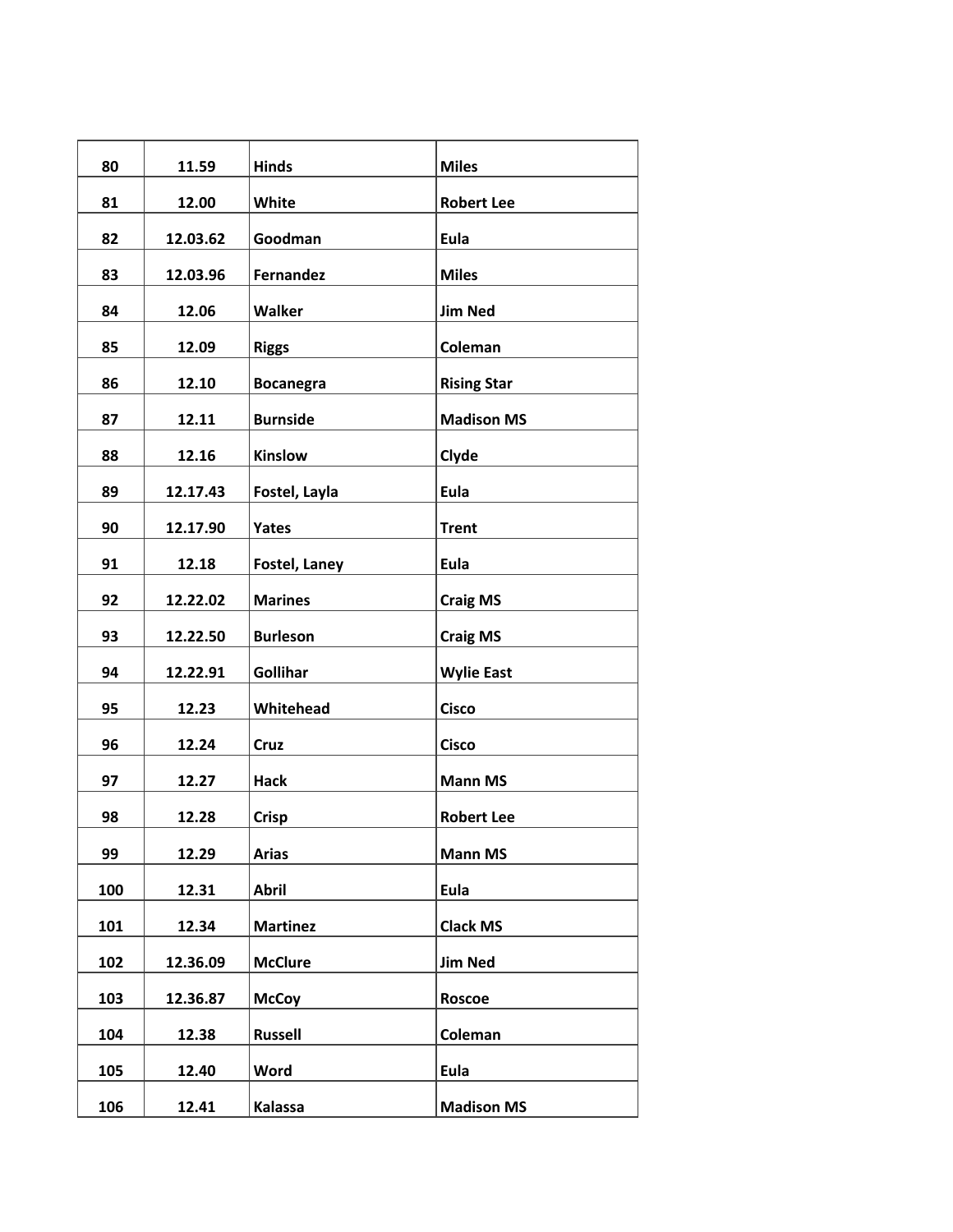| 80 | 11.59 | Hinds | Miles |
|---|---|---|---|
| 81 | 12.00 | White | Robert Lee |
| 82 | 12.03.62 | Goodman | Eula |
| 83 | 12.03.96 | Fernandez | Miles |
| 84 | 12.06 | Walker | Jim Ned |
| 85 | 12.09 | Riggs | Coleman |
| 86 | 12.10 | Bocanegra | Rising Star |
| 87 | 12.11 | Burnside | Madison MS |
| 88 | 12.16 | Kinslow | Clyde |
| 89 | 12.17.43 | Fostel, Layla | Eula |
| 90 | 12.17.90 | Yates | Trent |
| 91 | 12.18 | Fostel, Laney | Eula |
| 92 | 12.22.02 | Marines | Craig MS |
| 93 | 12.22.50 | Burleson | Craig MS |
| 94 | 12.22.91 | Gollihar | Wylie East |
| 95 | 12.23 | Whitehead | Cisco |
| 96 | 12.24 | Cruz | Cisco |
| 97 | 12.27 | Hack | Mann MS |
| 98 | 12.28 | Crisp | Robert Lee |
| 99 | 12.29 | Arias | Mann MS |
| 100 | 12.31 | Abril | Eula |
| 101 | 12.34 | Martinez | Clack MS |
| 102 | 12.36.09 | McClure | Jim Ned |
| 103 | 12.36.87 | McCoy | Roscoe |
| 104 | 12.38 | Russell | Coleman |
| 105 | 12.40 | Word | Eula |
| 106 | 12.41 | Kalassa | Madison MS |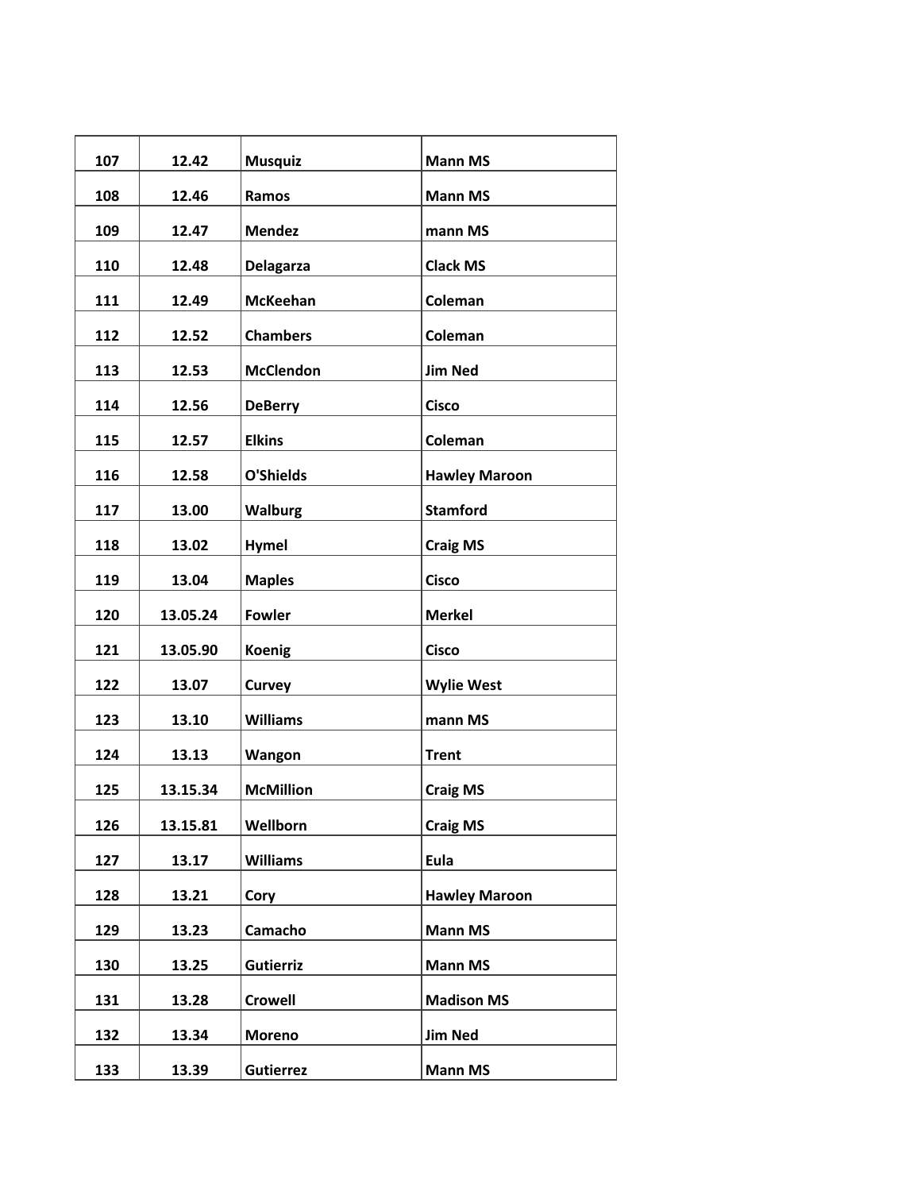| 107 | 12.42 | Musquiz | Mann MS |
|---|---|---|---|
| 108 | 12.46 | Ramos | Mann MS |
| 109 | 12.47 | Mendez | mann MS |
| 110 | 12.48 | Delagarza | Clack MS |
| 111 | 12.49 | McKeehan | Coleman |
| 112 | 12.52 | Chambers | Coleman |
| 113 | 12.53 | McClendon | Jim Ned |
| 114 | 12.56 | DeBerry | Cisco |
| 115 | 12.57 | Elkins | Coleman |
| 116 | 12.58 | O'Shields | Hawley Maroon |
| 117 | 13.00 | Walburg | Stamford |
| 118 | 13.02 | Hymel | Craig MS |
| 119 | 13.04 | Maples | Cisco |
| 120 | 13.05.24 | Fowler | Merkel |
| 121 | 13.05.90 | Koenig | Cisco |
| 122 | 13.07 | Curvey | Wylie West |
| 123 | 13.10 | Williams | mann MS |
| 124 | 13.13 | Wangon | Trent |
| 125 | 13.15.34 | McMillion | Craig MS |
| 126 | 13.15.81 | Wellborn | Craig MS |
| 127 | 13.17 | Williams | Eula |
| 128 | 13.21 | Cory | Hawley Maroon |
| 129 | 13.23 | Camacho | Mann MS |
| 130 | 13.25 | Gutierriz | Mann MS |
| 131 | 13.28 | Crowell | Madison MS |
| 132 | 13.34 | Moreno | Jim Ned |
| 133 | 13.39 | Gutierrez | Mann MS |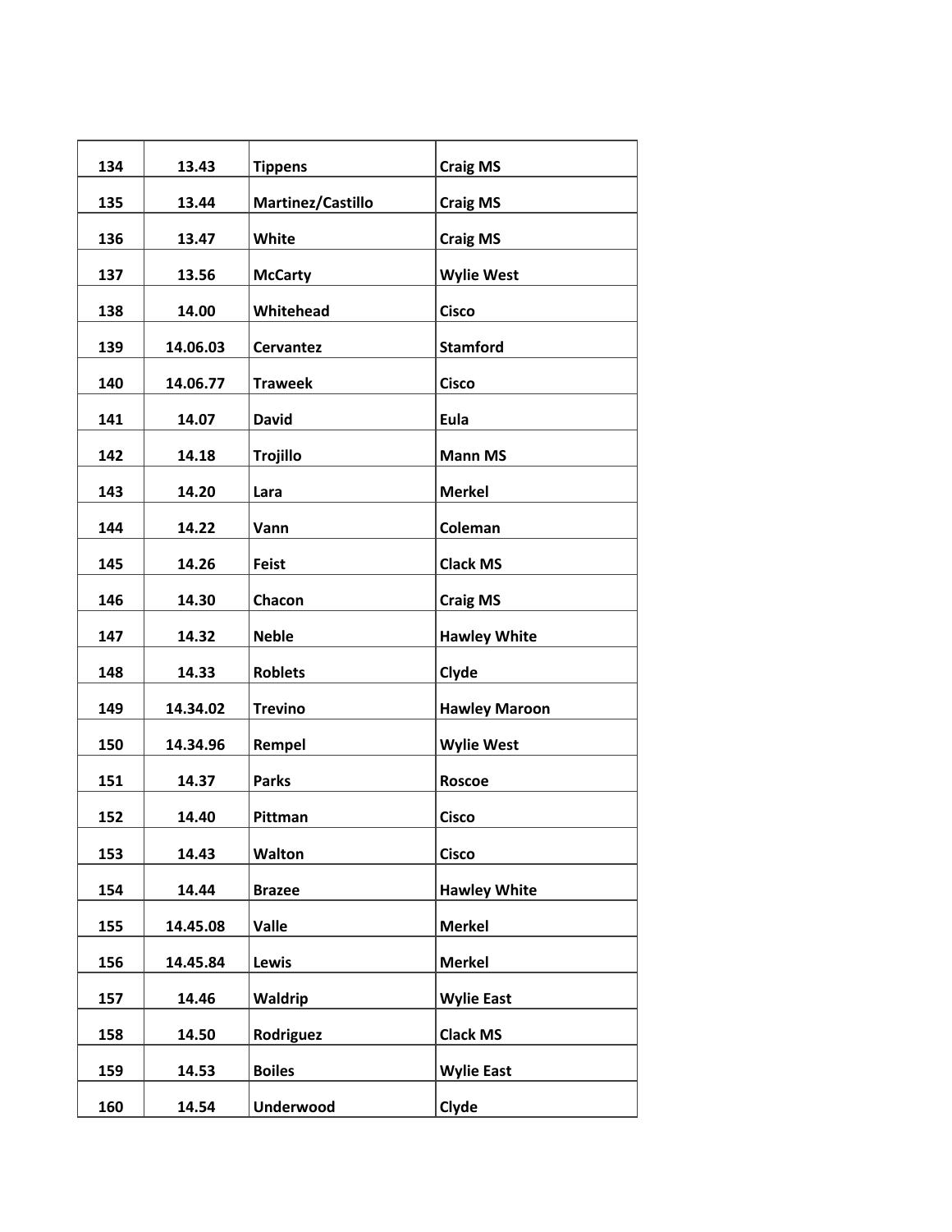| 134 | 13.43 | Tippens | Craig MS |
|---|---|---|---|
| 135 | 13.44 | Martinez/Castillo | Craig MS |
| 136 | 13.47 | White | Craig MS |
| 137 | 13.56 | McCarty | Wylie West |
| 138 | 14.00 | Whitehead | Cisco |
| 139 | 14.06.03 | Cervantez | Stamford |
| 140 | 14.06.77 | Traweek | Cisco |
| 141 | 14.07 | David | Eula |
| 142 | 14.18 | Trojillo | Mann MS |
| 143 | 14.20 | Lara | Merkel |
| 144 | 14.22 | Vann | Coleman |
| 145 | 14.26 | Feist | Clack MS |
| 146 | 14.30 | Chacon | Craig MS |
| 147 | 14.32 | Neble | Hawley White |
| 148 | 14.33 | Roblets | Clyde |
| 149 | 14.34.02 | Trevino | Hawley Maroon |
| 150 | 14.34.96 | Rempel | Wylie West |
| 151 | 14.37 | Parks | Roscoe |
| 152 | 14.40 | Pittman | Cisco |
| 153 | 14.43 | Walton | Cisco |
| 154 | 14.44 | Brazee | Hawley White |
| 155 | 14.45.08 | Valle | Merkel |
| 156 | 14.45.84 | Lewis | Merkel |
| 157 | 14.46 | Waldrip | Wylie East |
| 158 | 14.50 | Rodriguez | Clack MS |
| 159 | 14.53 | Boiles | Wylie East |
| 160 | 14.54 | Underwood | Clyde |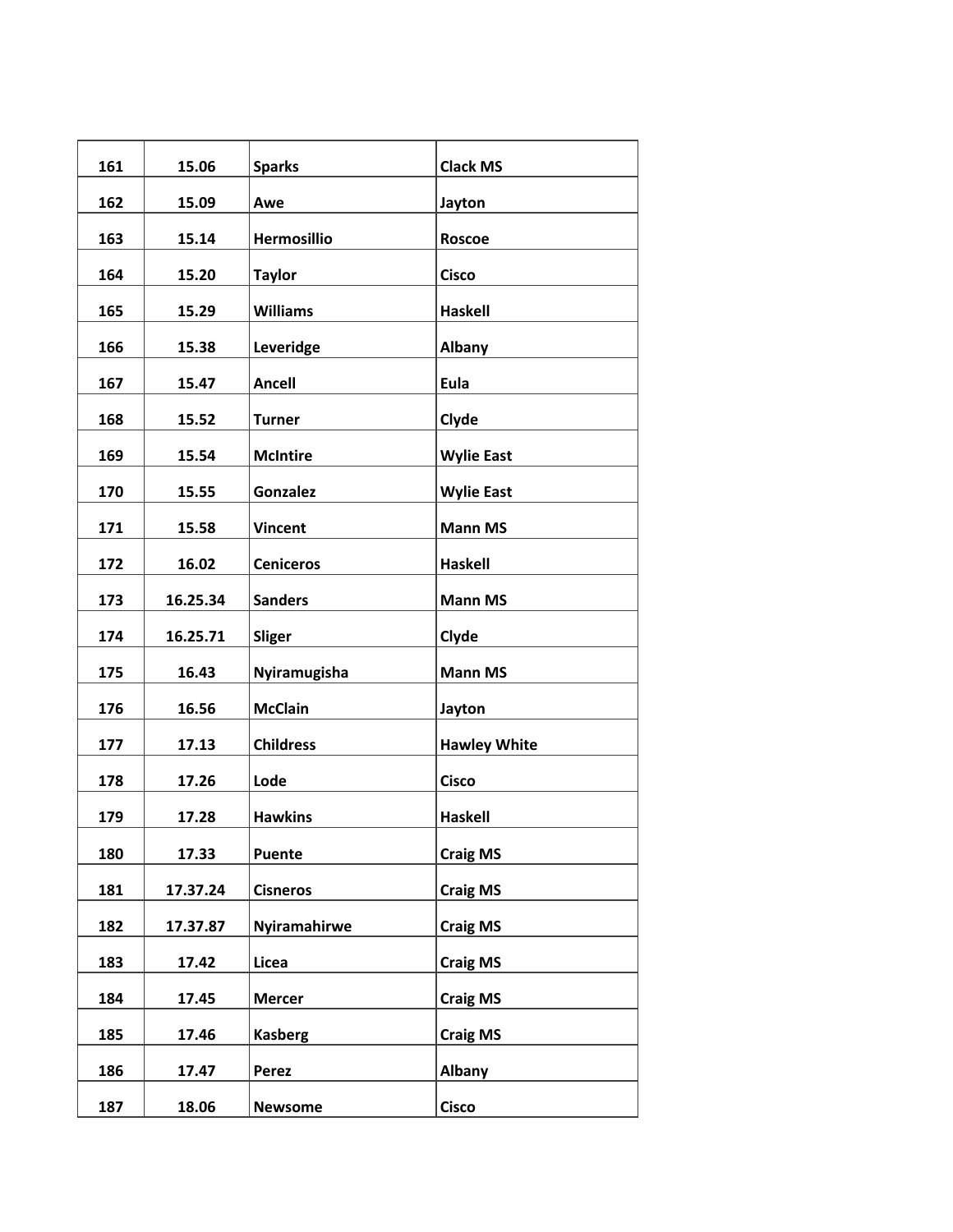| 161 | 15.06 | Sparks | Clack MS |
|---|---|---|---|
| 162 | 15.09 | Awe | Jayton |
| 163 | 15.14 | Hermosillio | Roscoe |
| 164 | 15.20 | Taylor | Cisco |
| 165 | 15.29 | Williams | Haskell |
| 166 | 15.38 | Leveridge | Albany |
| 167 | 15.47 | Ancell | Eula |
| 168 | 15.52 | Turner | Clyde |
| 169 | 15.54 | McIntire | Wylie East |
| 170 | 15.55 | Gonzalez | Wylie East |
| 171 | 15.58 | Vincent | Mann MS |
| 172 | 16.02 | Ceniceros | Haskell |
| 173 | 16.25.34 | Sanders | Mann MS |
| 174 | 16.25.71 | Sliger | Clyde |
| 175 | 16.43 | Nyiramugisha | Mann MS |
| 176 | 16.56 | McClain | Jayton |
| 177 | 17.13 | Childress | Hawley White |
| 178 | 17.26 | Lode | Cisco |
| 179 | 17.28 | Hawkins | Haskell |
| 180 | 17.33 | Puente | Craig MS |
| 181 | 17.37.24 | Cisneros | Craig MS |
| 182 | 17.37.87 | Nyiramahirwe | Craig MS |
| 183 | 17.42 | Licea | Craig MS |
| 184 | 17.45 | Mercer | Craig MS |
| 185 | 17.46 | Kasberg | Craig MS |
| 186 | 17.47 | Perez | Albany |
| 187 | 18.06 | Newsome | Cisco |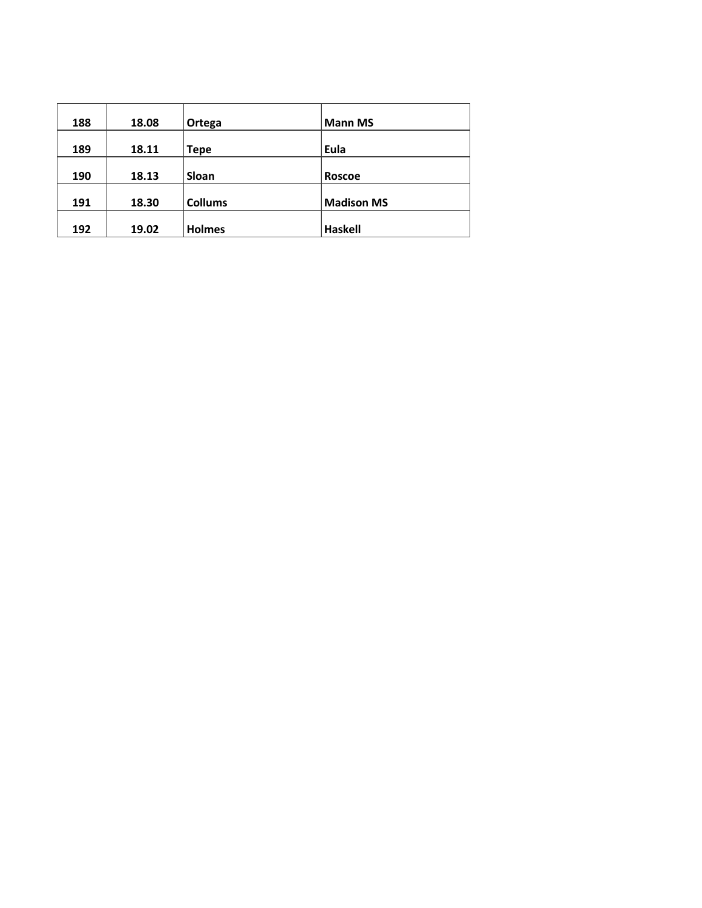| 188 | 18.08 | Ortega | Mann MS |
|---|---|---|---|
| 189 | 18.11 | Tepe | Eula |
| 190 | 18.13 | Sloan | Roscoe |
| 191 | 18.30 | Collums | Madison MS |
| 192 | 19.02 | Holmes | Haskell |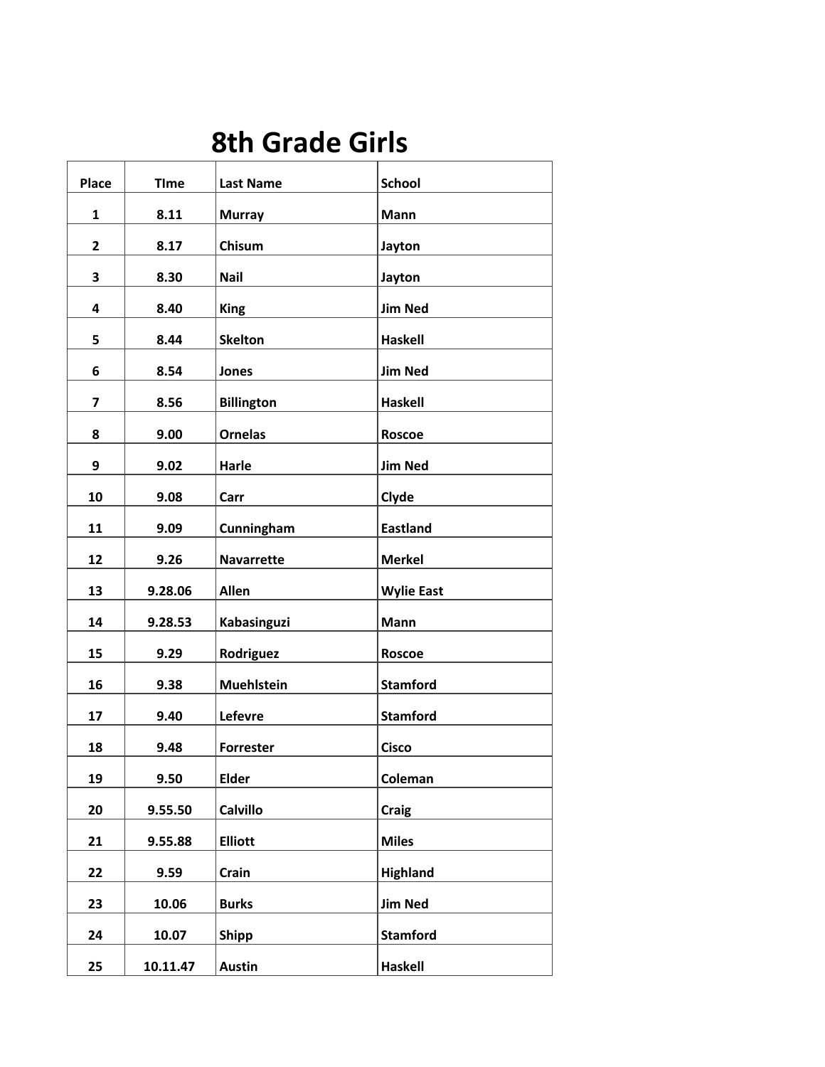# 8th Grade Girls

| Place | TIme | Last Name | School |
|---|---|---|---|
| 1 | 8.11 | Murray | Mann |
| 2 | 8.17 | Chisum | Jayton |
| 3 | 8.30 | Nail | Jayton |
| 4 | 8.40 | King | Jim Ned |
| 5 | 8.44 | Skelton | Haskell |
| 6 | 8.54 | Jones | Jim Ned |
| 7 | 8.56 | Billington | Haskell |
| 8 | 9.00 | Ornelas | Roscoe |
| 9 | 9.02 | Harle | Jim Ned |
| 10 | 9.08 | Carr | Clyde |
| 11 | 9.09 | Cunningham | Eastland |
| 12 | 9.26 | Navarrette | Merkel |
| 13 | 9.28.06 | Allen | Wylie East |
| 14 | 9.28.53 | Kabasinguzi | Mann |
| 15 | 9.29 | Rodriguez | Roscoe |
| 16 | 9.38 | Muehlstein | Stamford |
| 17 | 9.40 | Lefevre | Stamford |
| 18 | 9.48 | Forrester | Cisco |
| 19 | 9.50 | Elder | Coleman |
| 20 | 9.55.50 | Calvillo | Craig |
| 21 | 9.55.88 | Elliott | Miles |
| 22 | 9.59 | Crain | Highland |
| 23 | 10.06 | Burks | Jim Ned |
| 24 | 10.07 | Shipp | Stamford |
| 25 | 10.11.47 | Austin | Haskell |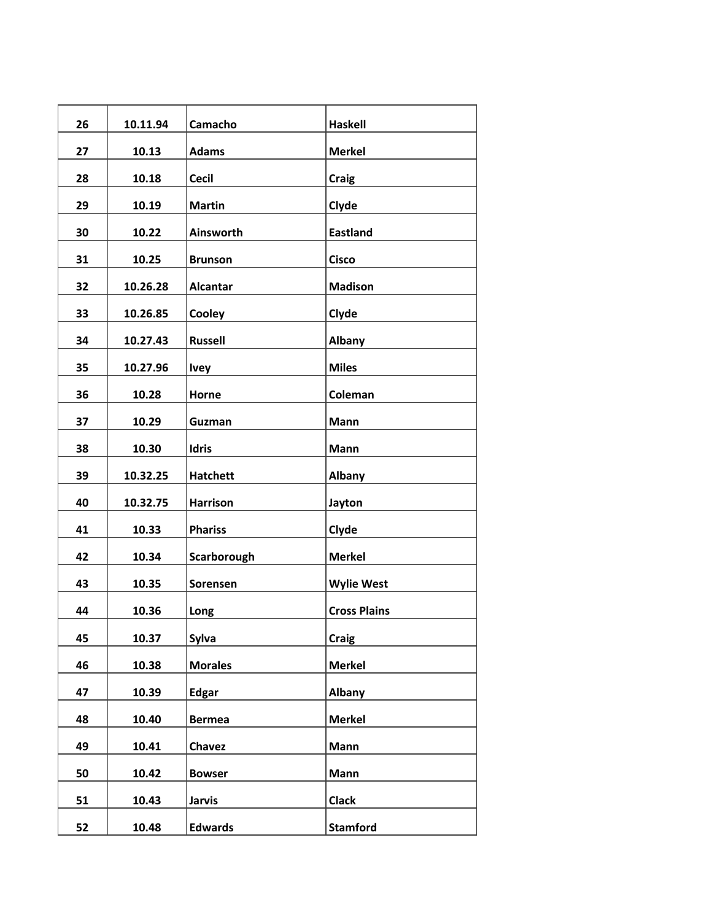| 26 | 10.11.94 | Camacho | Haskell |
|---|---|---|---|
| 27 | 10.13 | Adams | Merkel |
| 28 | 10.18 | Cecil | Craig |
| 29 | 10.19 | Martin | Clyde |
| 30 | 10.22 | Ainsworth | Eastland |
| 31 | 10.25 | Brunson | Cisco |
| 32 | 10.26.28 | Alcantar | Madison |
| 33 | 10.26.85 | Cooley | Clyde |
| 34 | 10.27.43 | Russell | Albany |
| 35 | 10.27.96 | Ivey | Miles |
| 36 | 10.28 | Horne | Coleman |
| 37 | 10.29 | Guzman | Mann |
| 38 | 10.30 | Idris | Mann |
| 39 | 10.32.25 | Hatchett | Albany |
| 40 | 10.32.75 | Harrison | Jayton |
| 41 | 10.33 | Phariss | Clyde |
| 42 | 10.34 | Scarborough | Merkel |
| 43 | 10.35 | Sorensen | Wylie West |
| 44 | 10.36 | Long | Cross Plains |
| 45 | 10.37 | Sylva | Craig |
| 46 | 10.38 | Morales | Merkel |
| 47 | 10.39 | Edgar | Albany |
| 48 | 10.40 | Bermea | Merkel |
| 49 | 10.41 | Chavez | Mann |
| 50 | 10.42 | Bowser | Mann |
| 51 | 10.43 | Jarvis | Clack |
| 52 | 10.48 | Edwards | Stamford |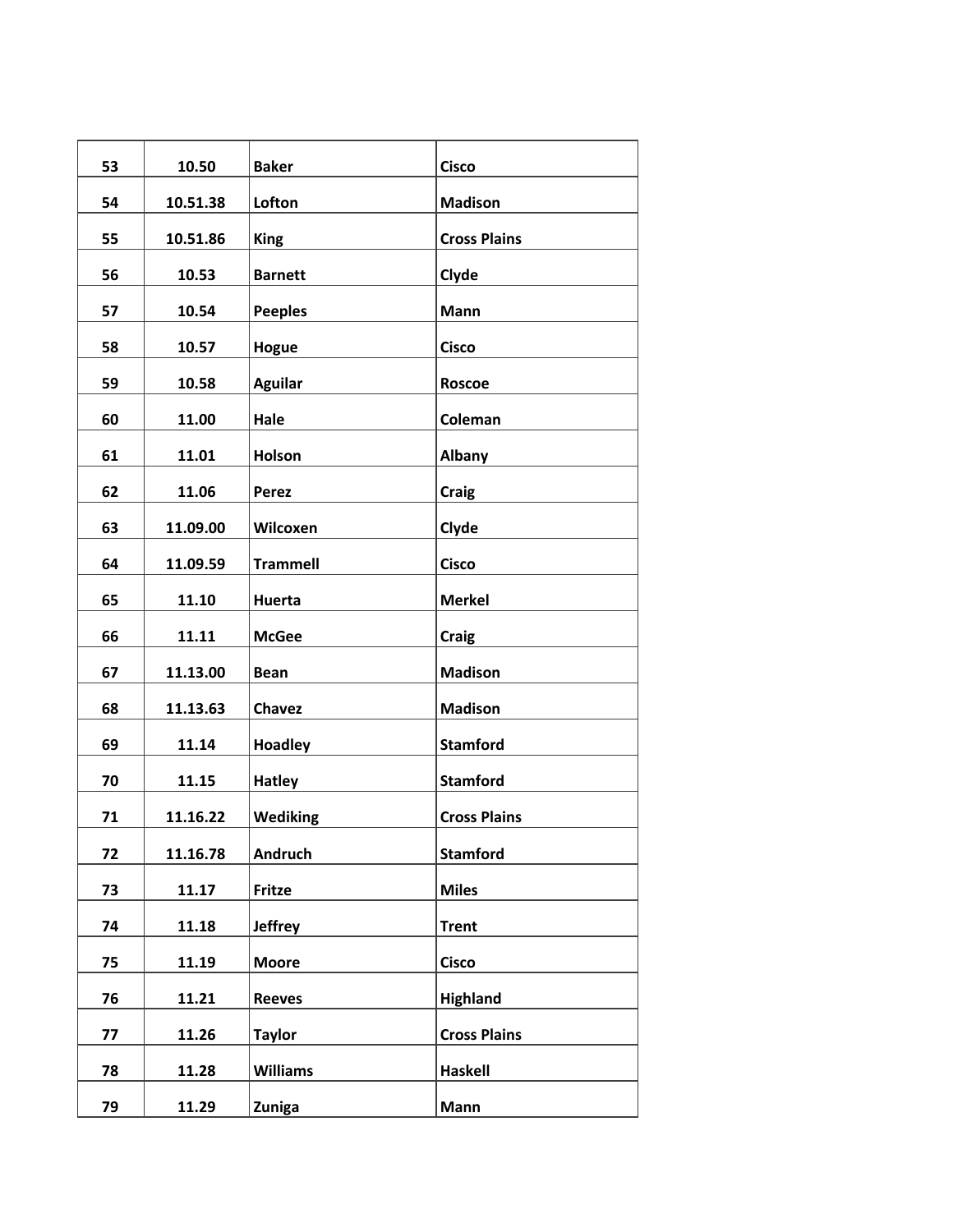| 53 | 10.50 | Baker | Cisco |
|---|---|---|---|
| 54 | 10.51.38 | Lofton | Madison |
| 55 | 10.51.86 | King | Cross Plains |
| 56 | 10.53 | Barnett | Clyde |
| 57 | 10.54 | Peeples | Mann |
| 58 | 10.57 | Hogue | Cisco |
| 59 | 10.58 | Aguilar | Roscoe |
| 60 | 11.00 | Hale | Coleman |
| 61 | 11.01 | Holson | Albany |
| 62 | 11.06 | Perez | Craig |
| 63 | 11.09.00 | Wilcoxen | Clyde |
| 64 | 11.09.59 | Trammell | Cisco |
| 65 | 11.10 | Huerta | Merkel |
| 66 | 11.11 | McGee | Craig |
| 67 | 11.13.00 | Bean | Madison |
| 68 | 11.13.63 | Chavez | Madison |
| 69 | 11.14 | Hoadley | Stamford |
| 70 | 11.15 | Hatley | Stamford |
| 71 | 11.16.22 | Wediking | Cross Plains |
| 72 | 11.16.78 | Andruch | Stamford |
| 73 | 11.17 | Fritze | Miles |
| 74 | 11.18 | Jeffrey | Trent |
| 75 | 11.19 | Moore | Cisco |
| 76 | 11.21 | Reeves | Highland |
| 77 | 11.26 | Taylor | Cross Plains |
| 78 | 11.28 | Williams | Haskell |
| 79 | 11.29 | Zuniga | Mann |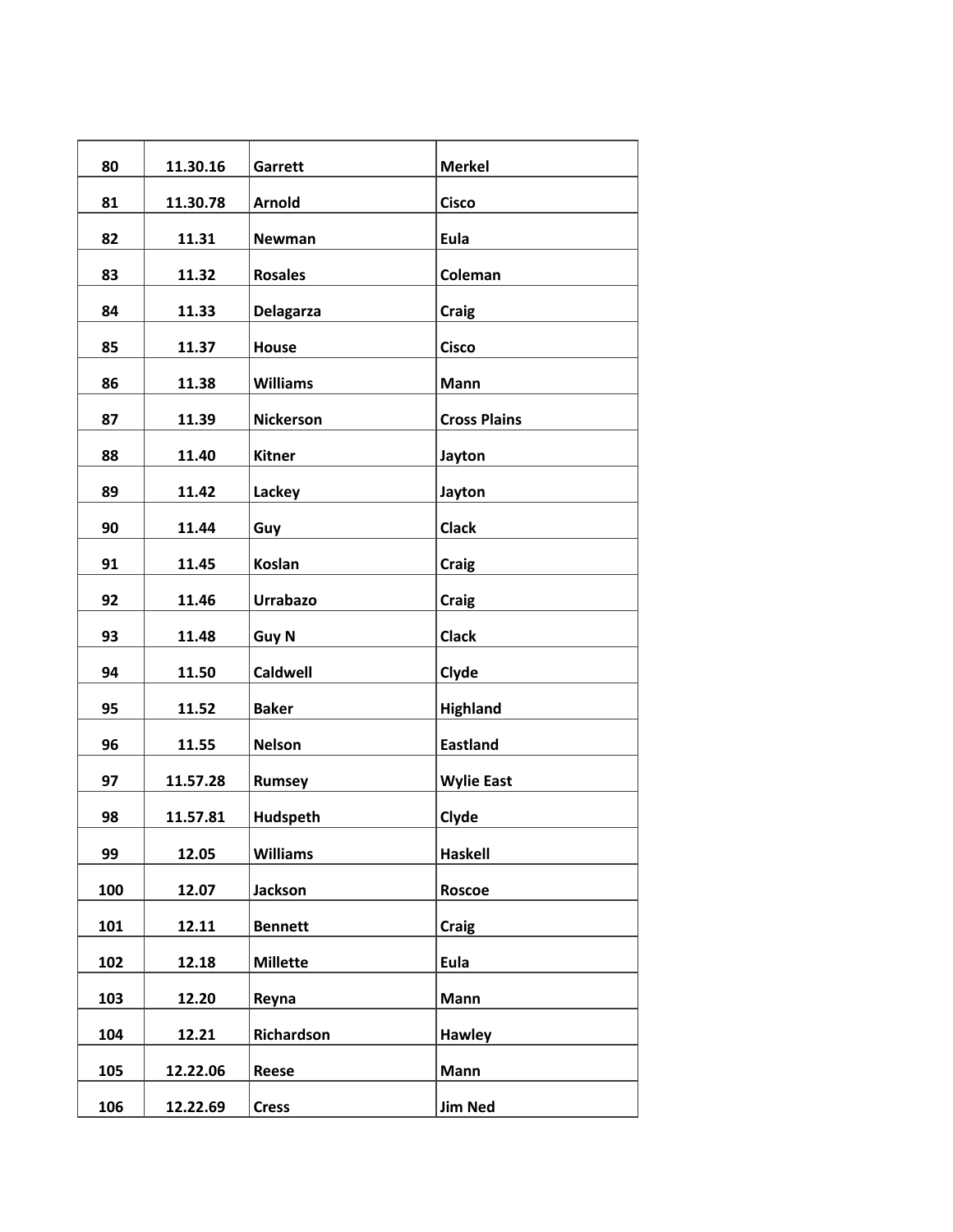| 80 | 11.30.16 | Garrett | Merkel |
|---|---|---|---|
| 81 | 11.30.78 | Arnold | Cisco |
| 82 | 11.31 | Newman | Eula |
| 83 | 11.32 | Rosales | Coleman |
| 84 | 11.33 | Delagarza | Craig |
| 85 | 11.37 | House | Cisco |
| 86 | 11.38 | Williams | Mann |
| 87 | 11.39 | Nickerson | Cross Plains |
| 88 | 11.40 | Kitner | Jayton |
| 89 | 11.42 | Lackey | Jayton |
| 90 | 11.44 | Guy | Clack |
| 91 | 11.45 | Koslan | Craig |
| 92 | 11.46 | Urrabazo | Craig |
| 93 | 11.48 | Guy N | Clack |
| 94 | 11.50 | Caldwell | Clyde |
| 95 | 11.52 | Baker | Highland |
| 96 | 11.55 | Nelson | Eastland |
| 97 | 11.57.28 | Rumsey | Wylie East |
| 98 | 11.57.81 | Hudspeth | Clyde |
| 99 | 12.05 | Williams | Haskell |
| 100 | 12.07 | Jackson | Roscoe |
| 101 | 12.11 | Bennett | Craig |
| 102 | 12.18 | Millette | Eula |
| 103 | 12.20 | Reyna | Mann |
| 104 | 12.21 | Richardson | Hawley |
| 105 | 12.22.06 | Reese | Mann |
| 106 | 12.22.69 | Cress | Jim Ned |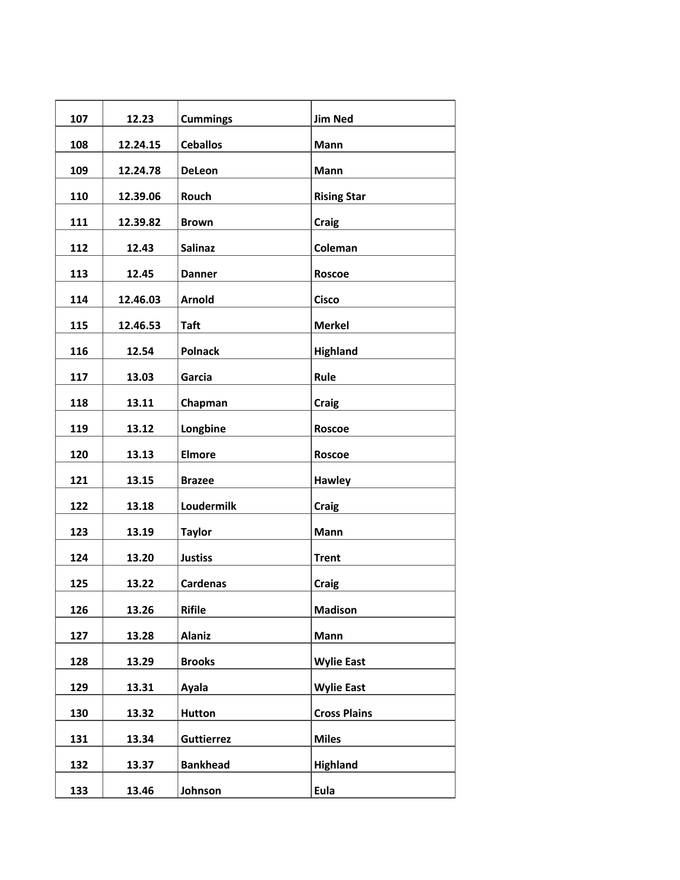| 107 | 12.23 | Cummings | Jim Ned |
|---|---|---|---|
| 108 | 12.24.15 | Ceballos | Mann |
| 109 | 12.24.78 | DeLeon | Mann |
| 110 | 12.39.06 | Rouch | Rising Star |
| 111 | 12.39.82 | Brown | Craig |
| 112 | 12.43 | Salinaz | Coleman |
| 113 | 12.45 | Danner | Roscoe |
| 114 | 12.46.03 | Arnold | Cisco |
| 115 | 12.46.53 | Taft | Merkel |
| 116 | 12.54 | Polnack | Highland |
| 117 | 13.03 | Garcia | Rule |
| 118 | 13.11 | Chapman | Craig |
| 119 | 13.12 | Longbine | Roscoe |
| 120 | 13.13 | Elmore | Roscoe |
| 121 | 13.15 | Brazee | Hawley |
| 122 | 13.18 | Loudermilk | Craig |
| 123 | 13.19 | Taylor | Mann |
| 124 | 13.20 | Justiss | Trent |
| 125 | 13.22 | Cardenas | Craig |
| 126 | 13.26 | Rifile | Madison |
| 127 | 13.28 | Alaniz | Mann |
| 128 | 13.29 | Brooks | Wylie East |
| 129 | 13.31 | Ayala | Wylie East |
| 130 | 13.32 | Hutton | Cross Plains |
| 131 | 13.34 | Guttierrez | Miles |
| 132 | 13.37 | Bankhead | Highland |
| 133 | 13.46 | Johnson | Eula |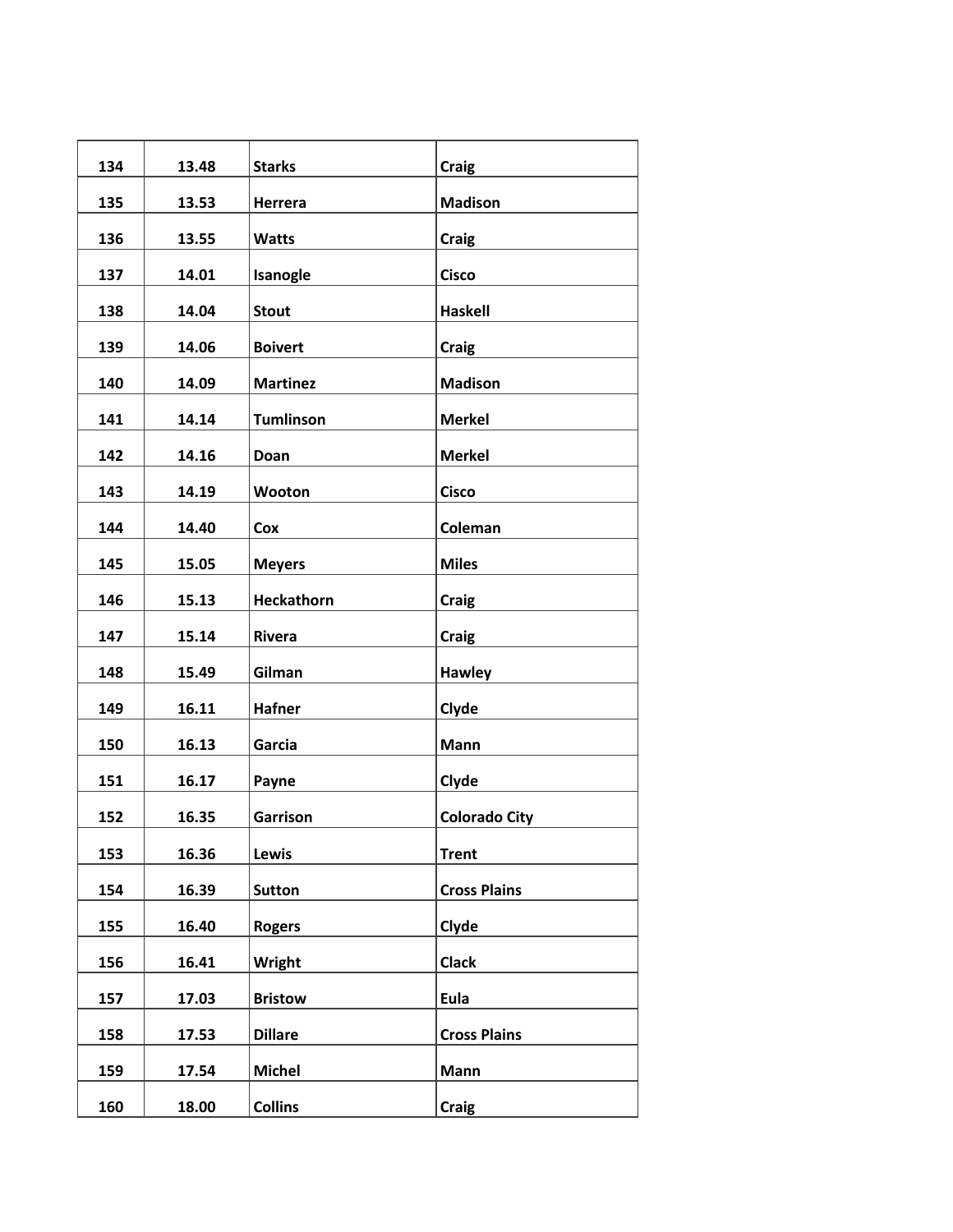| 134 | 13.48 | Starks | Craig |
|---|---|---|---|
| 135 | 13.53 | Herrera | Madison |
| 136 | 13.55 | Watts | Craig |
| 137 | 14.01 | Isanogle | Cisco |
| 138 | 14.04 | Stout | Haskell |
| 139 | 14.06 | Boivert | Craig |
| 140 | 14.09 | Martinez | Madison |
| 141 | 14.14 | Tumlinson | Merkel |
| 142 | 14.16 | Doan | Merkel |
| 143 | 14.19 | Wooton | Cisco |
| 144 | 14.40 | Cox | Coleman |
| 145 | 15.05 | Meyers | Miles |
| 146 | 15.13 | Heckathorn | Craig |
| 147 | 15.14 | Rivera | Craig |
| 148 | 15.49 | Gilman | Hawley |
| 149 | 16.11 | Hafner | Clyde |
| 150 | 16.13 | Garcia | Mann |
| 151 | 16.17 | Payne | Clyde |
| 152 | 16.35 | Garrison | Colorado City |
| 153 | 16.36 | Lewis | Trent |
| 154 | 16.39 | Sutton | Cross Plains |
| 155 | 16.40 | Rogers | Clyde |
| 156 | 16.41 | Wright | Clack |
| 157 | 17.03 | Bristow | Eula |
| 158 | 17.53 | Dillare | Cross Plains |
| 159 | 17.54 | Michel | Mann |
| 160 | 18.00 | Collins | Craig |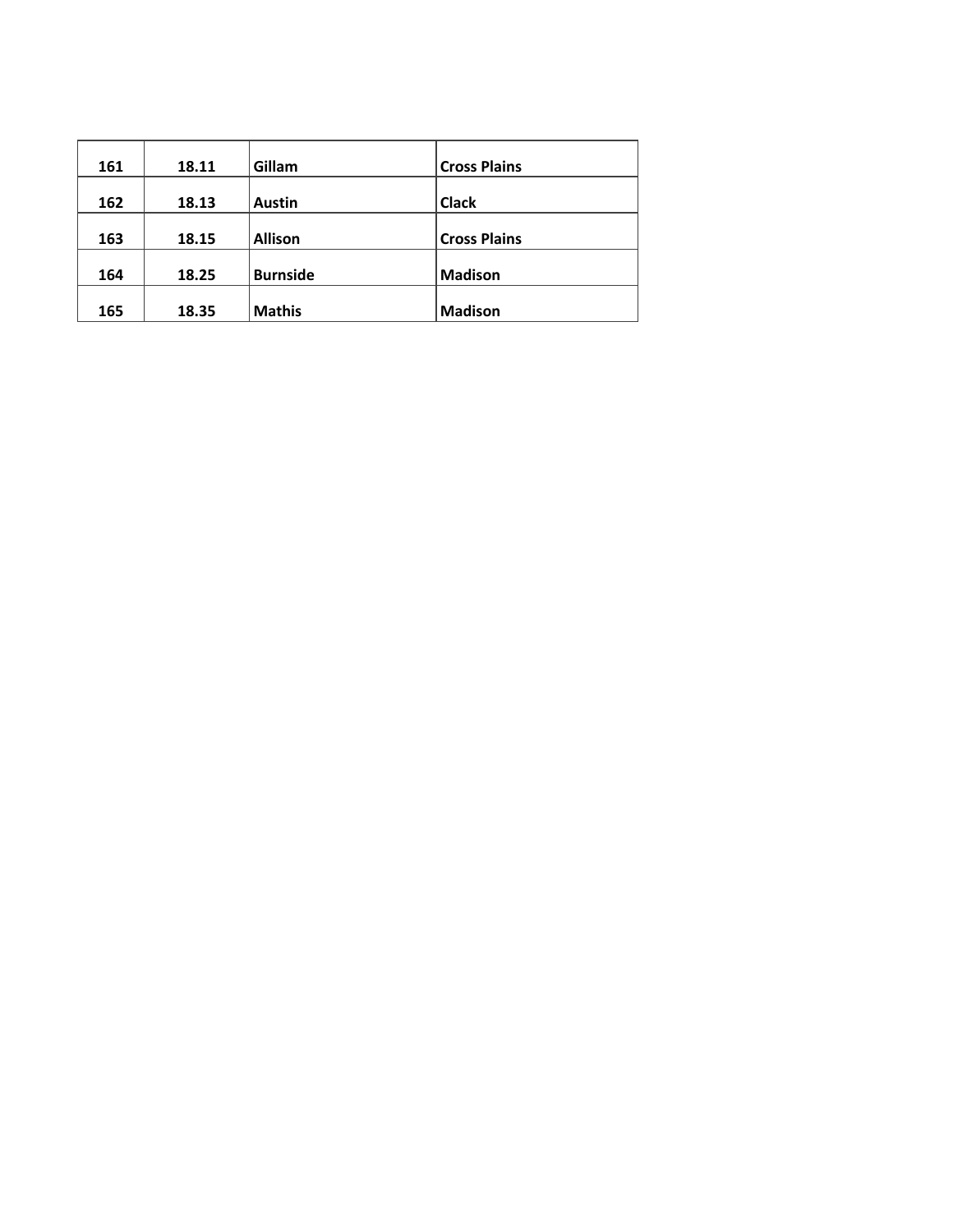| 161 | 18.11 | Gillam | Cross Plains |
|---|---|---|---|
| 162 | 18.13 | Austin | Clack |
| 163 | 18.15 | Allison | Cross Plains |
| 164 | 18.25 | Burnside | Madison |
| 165 | 18.35 | Mathis | Madison |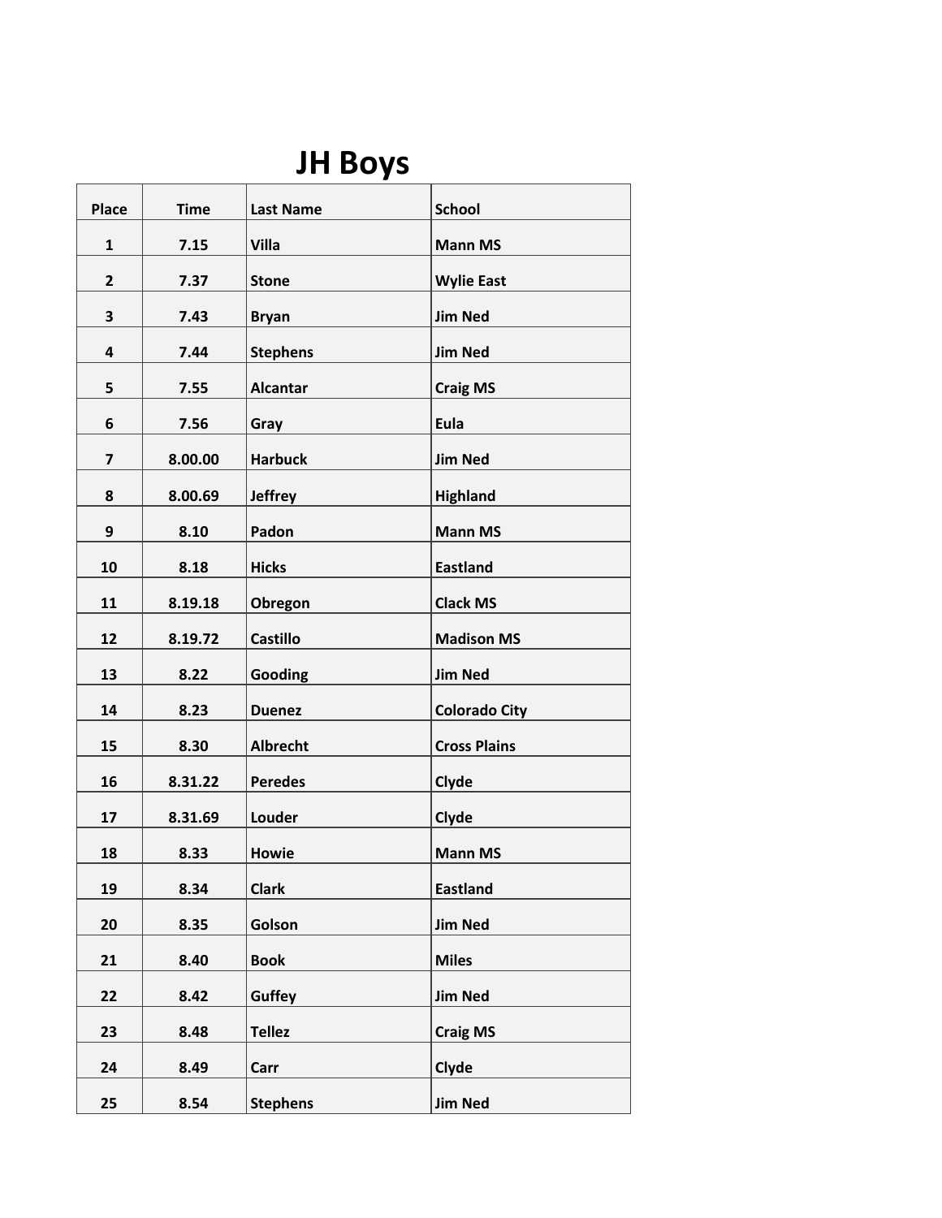# JH Boys

| Place | Time | Last Name | School |
|---|---|---|---|
| 1 | 7.15 | Villa | Mann MS |
| 2 | 7.37 | Stone | Wylie East |
| 3 | 7.43 | Bryan | Jim Ned |
| 4 | 7.44 | Stephens | Jim Ned |
| 5 | 7.55 | Alcantar | Craig MS |
| 6 | 7.56 | Gray | Eula |
| 7 | 8.00.00 | Harbuck | Jim Ned |
| 8 | 8.00.69 | Jeffrey | Highland |
| 9 | 8.10 | Padon | Mann MS |
| 10 | 8.18 | Hicks | Eastland |
| 11 | 8.19.18 | Obregon | Clack MS |
| 12 | 8.19.72 | Castillo | Madison MS |
| 13 | 8.22 | Gooding | Jim Ned |
| 14 | 8.23 | Duenez | Colorado City |
| 15 | 8.30 | Albrecht | Cross Plains |
| 16 | 8.31.22 | Peredes | Clyde |
| 17 | 8.31.69 | Louder | Clyde |
| 18 | 8.33 | Howie | Mann MS |
| 19 | 8.34 | Clark | Eastland |
| 20 | 8.35 | Golson | Jim Ned |
| 21 | 8.40 | Book | Miles |
| 22 | 8.42 | Guffey | Jim Ned |
| 23 | 8.48 | Tellez | Craig MS |
| 24 | 8.49 | Carr | Clyde |
| 25 | 8.54 | Stephens | Jim Ned |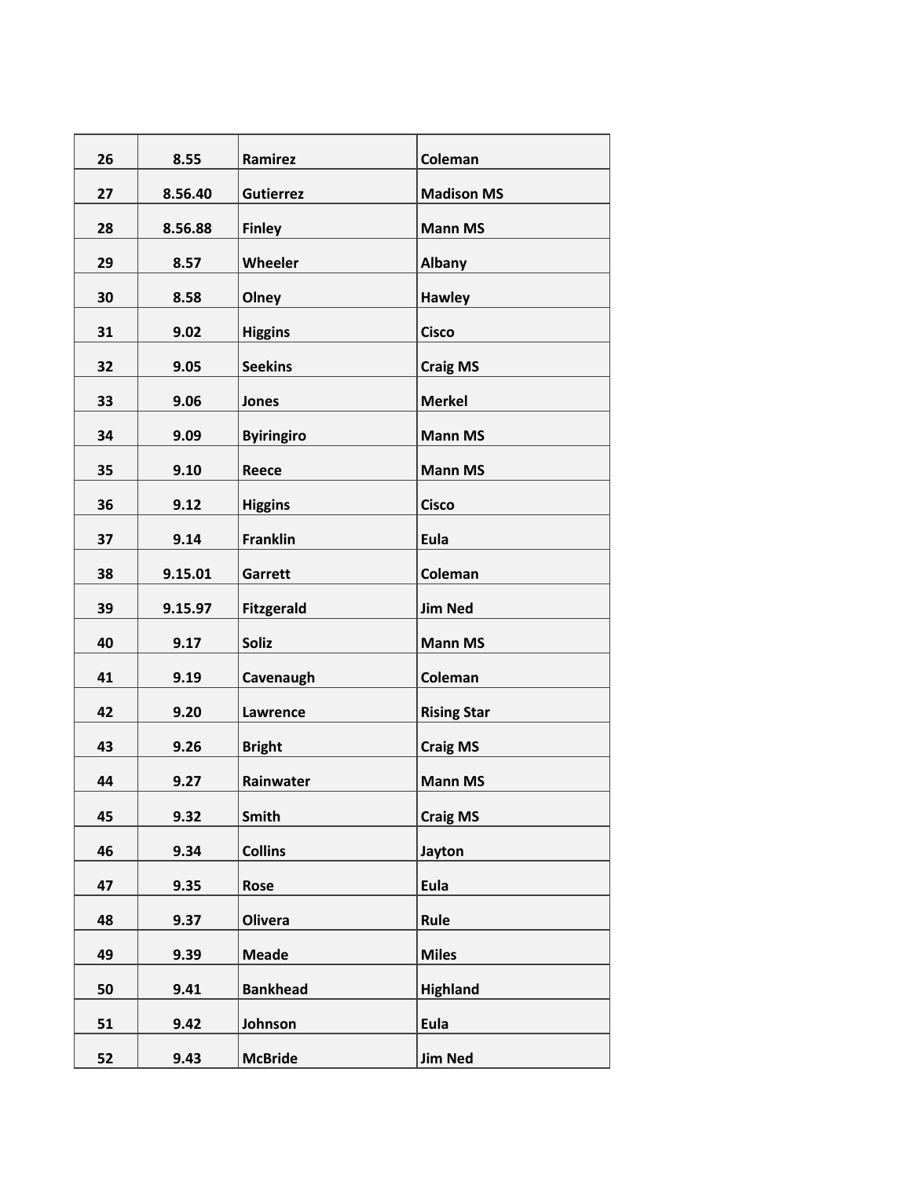| 26 | 8.55 | Ramirez | Coleman |
|---|---|---|---|
| 27 | 8.56.40 | Gutierrez | Madison MS |
| 28 | 8.56.88 | Finley | Mann MS |
| 29 | 8.57 | Wheeler | Albany |
| 30 | 8.58 | Olney | Hawley |
| 31 | 9.02 | Higgins | Cisco |
| 32 | 9.05 | Seekins | Craig MS |
| 33 | 9.06 | Jones | Merkel |
| 34 | 9.09 | Byiringiro | Mann MS |
| 35 | 9.10 | Reece | Mann MS |
| 36 | 9.12 | Higgins | Cisco |
| 37 | 9.14 | Franklin | Eula |
| 38 | 9.15.01 | Garrett | Coleman |
| 39 | 9.15.97 | Fitzgerald | Jim Ned |
| 40 | 9.17 | Soliz | Mann MS |
| 41 | 9.19 | Cavenaugh | Coleman |
| 42 | 9.20 | Lawrence | Rising Star |
| 43 | 9.26 | Bright | Craig MS |
| 44 | 9.27 | Rainwater | Mann MS |
| 45 | 9.32 | Smith | Craig MS |
| 46 | 9.34 | Collins | Jayton |
| 47 | 9.35 | Rose | Eula |
| 48 | 9.37 | Olivera | Rule |
| 49 | 9.39 | Meade | Miles |
| 50 | 9.41 | Bankhead | Highland |
| 51 | 9.42 | Johnson | Eula |
| 52 | 9.43 | McBride | Jim Ned |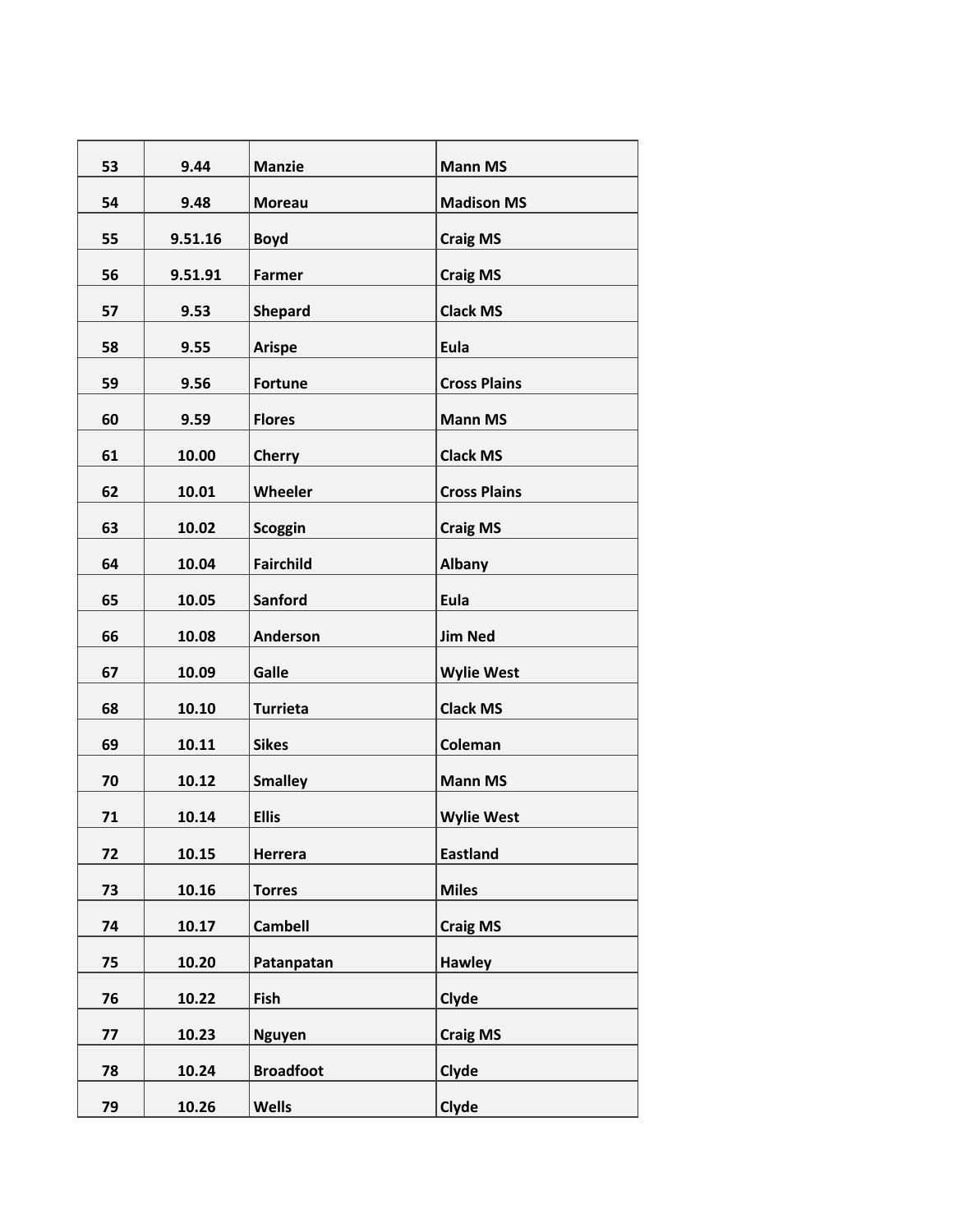| 53 | 9.44 | Manzie | Mann MS |
|---|---|---|---|
| 54 | 9.48 | Moreau | Madison MS |
| 55 | 9.51.16 | Boyd | Craig MS |
| 56 | 9.51.91 | Farmer | Craig MS |
| 57 | 9.53 | Shepard | Clack MS |
| 58 | 9.55 | Arispe | Eula |
| 59 | 9.56 | Fortune | Cross Plains |
| 60 | 9.59 | Flores | Mann MS |
| 61 | 10.00 | Cherry | Clack MS |
| 62 | 10.01 | Wheeler | Cross Plains |
| 63 | 10.02 | Scoggin | Craig MS |
| 64 | 10.04 | Fairchild | Albany |
| 65 | 10.05 | Sanford | Eula |
| 66 | 10.08 | Anderson | Jim Ned |
| 67 | 10.09 | Galle | Wylie West |
| 68 | 10.10 | Turrieta | Clack MS |
| 69 | 10.11 | Sikes | Coleman |
| 70 | 10.12 | Smalley | Mann MS |
| 71 | 10.14 | Ellis | Wylie West |
| 72 | 10.15 | Herrera | Eastland |
| 73 | 10.16 | Torres | Miles |
| 74 | 10.17 | Cambell | Craig MS |
| 75 | 10.20 | Patanpatan | Hawley |
| 76 | 10.22 | Fish | Clyde |
| 77 | 10.23 | Nguyen | Craig MS |
| 78 | 10.24 | Broadfoot | Clyde |
| 79 | 10.26 | Wells | Clyde |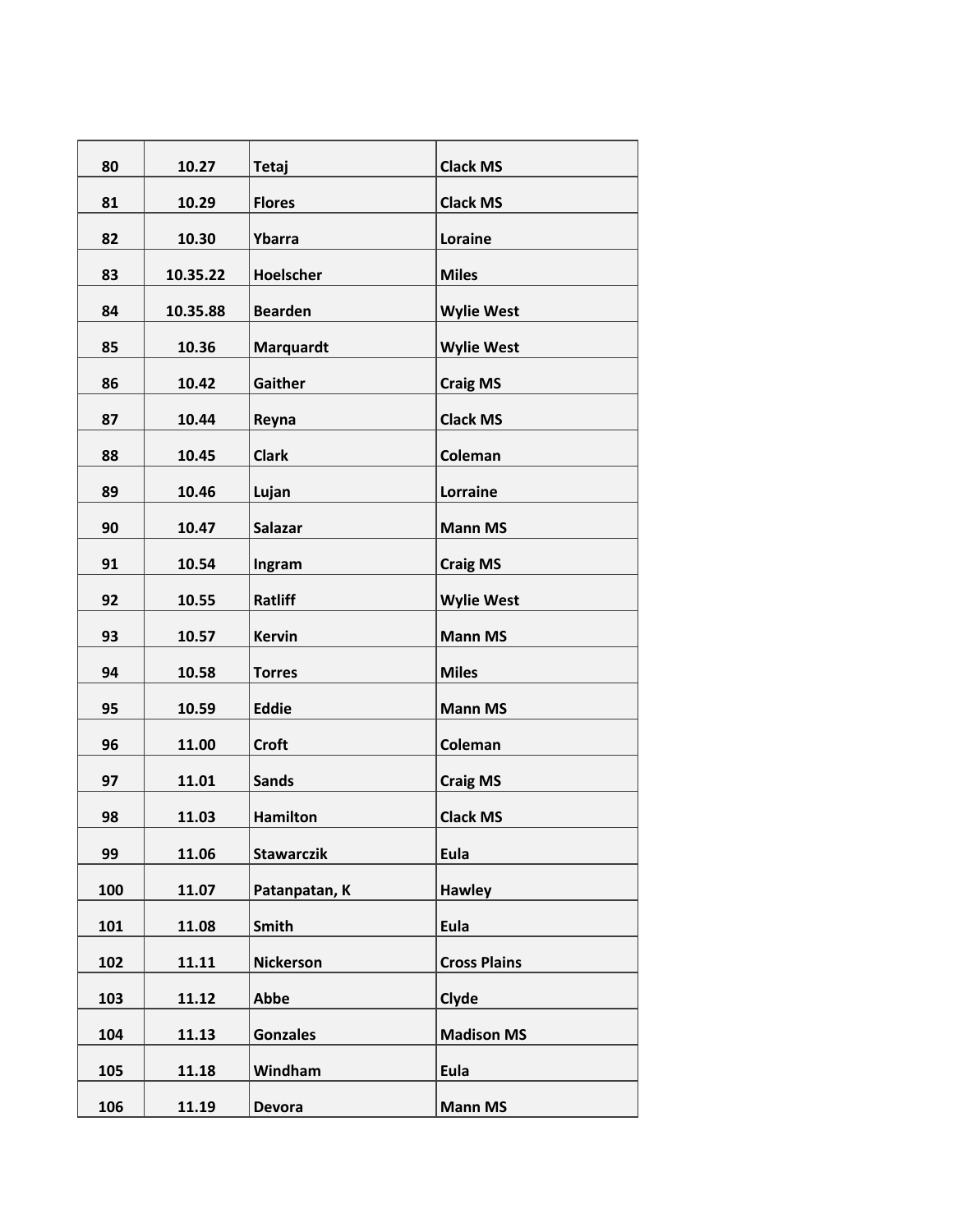| 80 | 10.27 | Tetaj | Clack MS |
|---|---|---|---|
| 81 | 10.29 | Flores | Clack MS |
| 82 | 10.30 | Ybarra | Loraine |
| 83 | 10.35.22 | Hoelscher | Miles |
| 84 | 10.35.88 | Bearden | Wylie West |
| 85 | 10.36 | Marquardt | Wylie West |
| 86 | 10.42 | Gaither | Craig MS |
| 87 | 10.44 | Reyna | Clack MS |
| 88 | 10.45 | Clark | Coleman |
| 89 | 10.46 | Lujan | Lorraine |
| 90 | 10.47 | Salazar | Mann MS |
| 91 | 10.54 | Ingram | Craig MS |
| 92 | 10.55 | Ratliff | Wylie West |
| 93 | 10.57 | Kervin | Mann MS |
| 94 | 10.58 | Torres | Miles |
| 95 | 10.59 | Eddie | Mann MS |
| 96 | 11.00 | Croft | Coleman |
| 97 | 11.01 | Sands | Craig MS |
| 98 | 11.03 | Hamilton | Clack MS |
| 99 | 11.06 | Stawarczik | Eula |
| 100 | 11.07 | Patanpatan, K | Hawley |
| 101 | 11.08 | Smith | Eula |
| 102 | 11.11 | Nickerson | Cross Plains |
| 103 | 11.12 | Abbe | Clyde |
| 104 | 11.13 | Gonzales | Madison MS |
| 105 | 11.18 | Windham | Eula |
| 106 | 11.19 | Devora | Mann MS |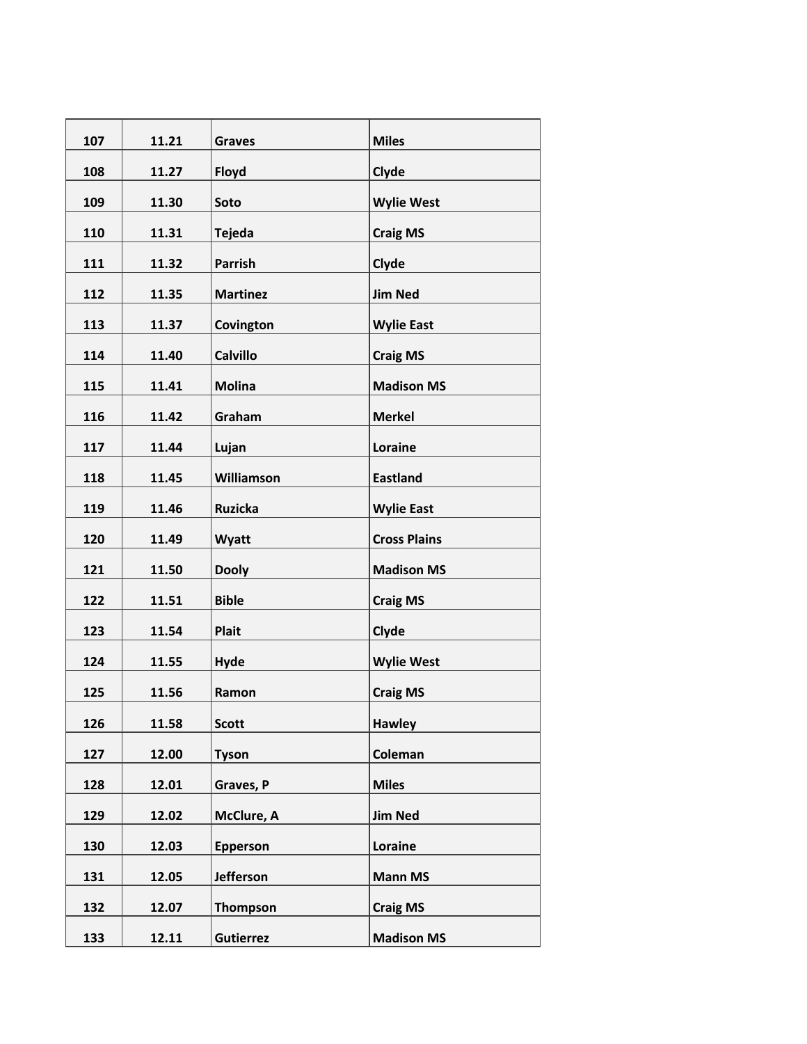| 107 | 11.21 | Graves | Miles |
|---|---|---|---|
| 108 | 11.27 | Floyd | Clyde |
| 109 | 11.30 | Soto | Wylie West |
| 110 | 11.31 | Tejeda | Craig MS |
| 111 | 11.32 | Parrish | Clyde |
| 112 | 11.35 | Martinez | Jim Ned |
| 113 | 11.37 | Covington | Wylie East |
| 114 | 11.40 | Calvillo | Craig MS |
| 115 | 11.41 | Molina | Madison MS |
| 116 | 11.42 | Graham | Merkel |
| 117 | 11.44 | Lujan | Loraine |
| 118 | 11.45 | Williamson | Eastland |
| 119 | 11.46 | Ruzicka | Wylie East |
| 120 | 11.49 | Wyatt | Cross Plains |
| 121 | 11.50 | Dooly | Madison MS |
| 122 | 11.51 | Bible | Craig MS |
| 123 | 11.54 | Plait | Clyde |
| 124 | 11.55 | Hyde | Wylie West |
| 125 | 11.56 | Ramon | Craig MS |
| 126 | 11.58 | Scott | Hawley |
| 127 | 12.00 | Tyson | Coleman |
| 128 | 12.01 | Graves, P | Miles |
| 129 | 12.02 | McClure, A | Jim Ned |
| 130 | 12.03 | Epperson | Loraine |
| 131 | 12.05 | Jefferson | Mann MS |
| 132 | 12.07 | Thompson | Craig MS |
| 133 | 12.11 | Gutierrez | Madison MS |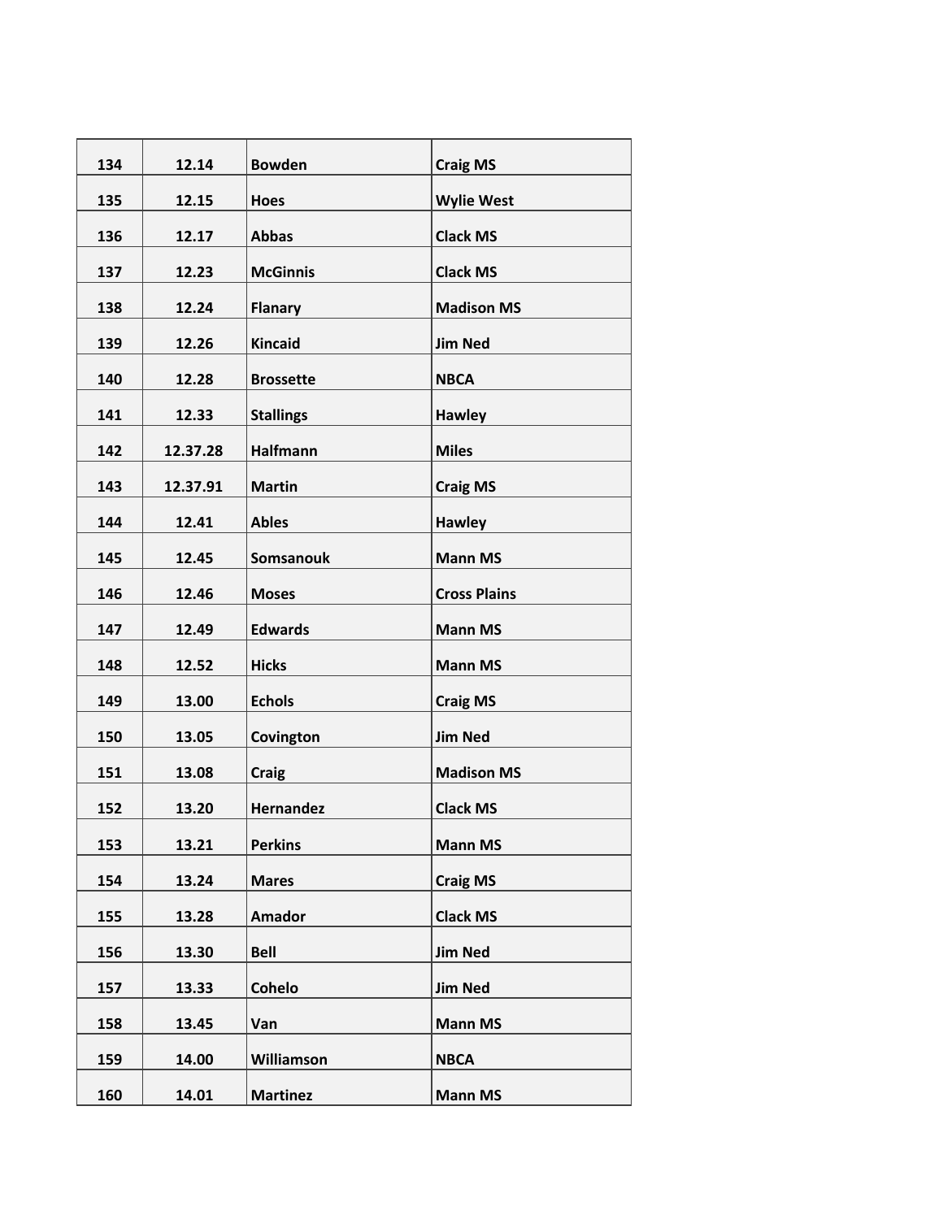| 134 | 12.14 | Bowden | Craig MS |
|---|---|---|---|
| 135 | 12.15 | Hoes | Wylie West |
| 136 | 12.17 | Abbas | Clack MS |
| 137 | 12.23 | McGinnis | Clack MS |
| 138 | 12.24 | Flanary | Madison MS |
| 139 | 12.26 | Kincaid | Jim Ned |
| 140 | 12.28 | Brossette | NBCA |
| 141 | 12.33 | Stallings | Hawley |
| 142 | 12.37.28 | Halfmann | Miles |
| 143 | 12.37.91 | Martin | Craig MS |
| 144 | 12.41 | Ables | Hawley |
| 145 | 12.45 | Somsanouk | Mann MS |
| 146 | 12.46 | Moses | Cross Plains |
| 147 | 12.49 | Edwards | Mann MS |
| 148 | 12.52 | Hicks | Mann MS |
| 149 | 13.00 | Echols | Craig MS |
| 150 | 13.05 | Covington | Jim Ned |
| 151 | 13.08 | Craig | Madison MS |
| 152 | 13.20 | Hernandez | Clack MS |
| 153 | 13.21 | Perkins | Mann MS |
| 154 | 13.24 | Mares | Craig MS |
| 155 | 13.28 | Amador | Clack MS |
| 156 | 13.30 | Bell | Jim Ned |
| 157 | 13.33 | Cohelo | Jim Ned |
| 158 | 13.45 | Van | Mann MS |
| 159 | 14.00 | Williamson | NBCA |
| 160 | 14.01 | Martinez | Mann MS |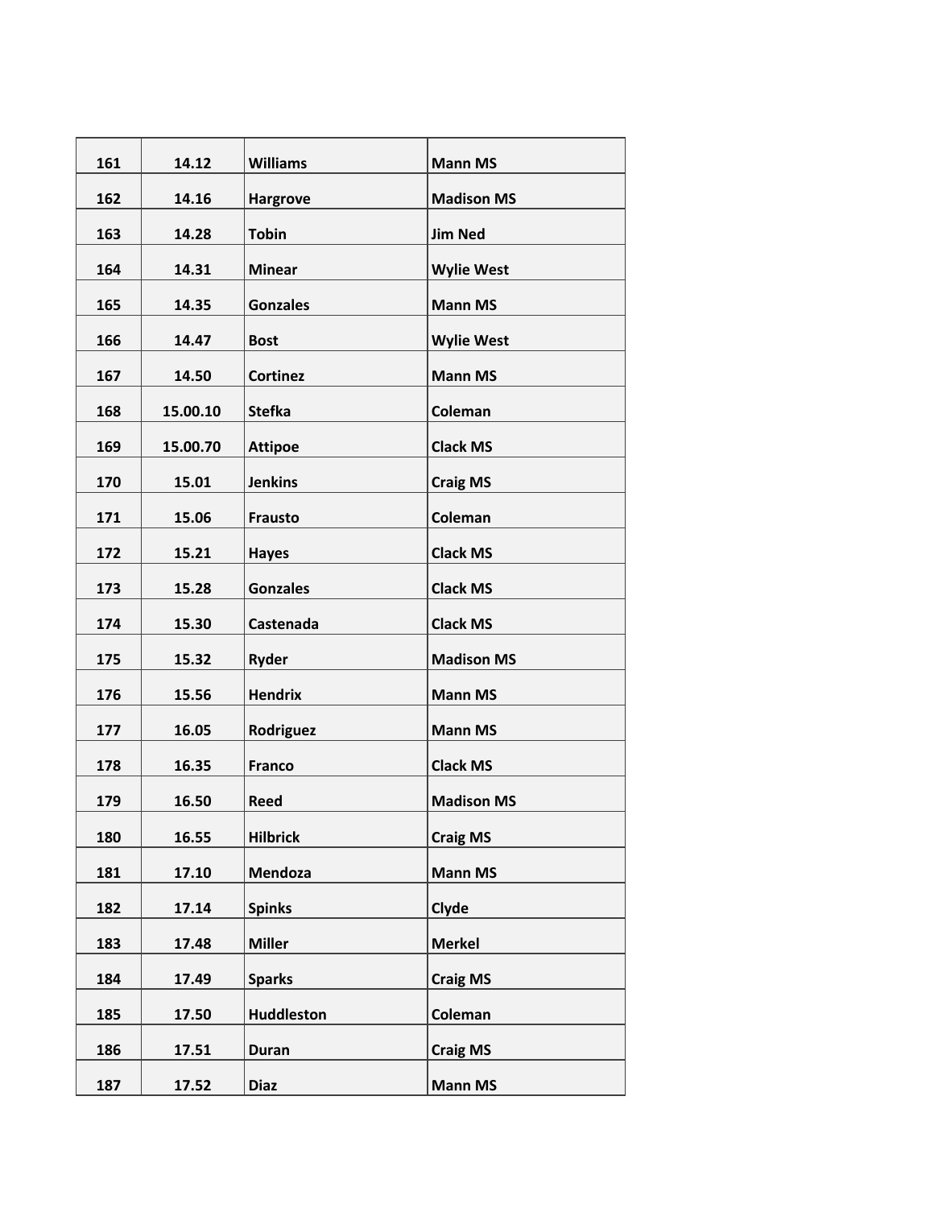| 161 | 14.12 | Williams | Mann MS |
|---|---|---|---|
| 162 | 14.16 | Hargrove | Madison MS |
| 163 | 14.28 | Tobin | Jim Ned |
| 164 | 14.31 | Minear | Wylie West |
| 165 | 14.35 | Gonzales | Mann MS |
| 166 | 14.47 | Bost | Wylie West |
| 167 | 14.50 | Cortinez | Mann MS |
| 168 | 15.00.10 | Stefka | Coleman |
| 169 | 15.00.70 | Attipoe | Clack MS |
| 170 | 15.01 | Jenkins | Craig MS |
| 171 | 15.06 | Frausto | Coleman |
| 172 | 15.21 | Hayes | Clack MS |
| 173 | 15.28 | Gonzales | Clack MS |
| 174 | 15.30 | Castenada | Clack MS |
| 175 | 15.32 | Ryder | Madison MS |
| 176 | 15.56 | Hendrix | Mann MS |
| 177 | 16.05 | Rodriguez | Mann MS |
| 178 | 16.35 | Franco | Clack MS |
| 179 | 16.50 | Reed | Madison MS |
| 180 | 16.55 | Hilbrick | Craig MS |
| 181 | 17.10 | Mendoza | Mann MS |
| 182 | 17.14 | Spinks | Clyde |
| 183 | 17.48 | Miller | Merkel |
| 184 | 17.49 | Sparks | Craig MS |
| 185 | 17.50 | Huddleston | Coleman |
| 186 | 17.51 | Duran | Craig MS |
| 187 | 17.52 | Diaz | Mann MS |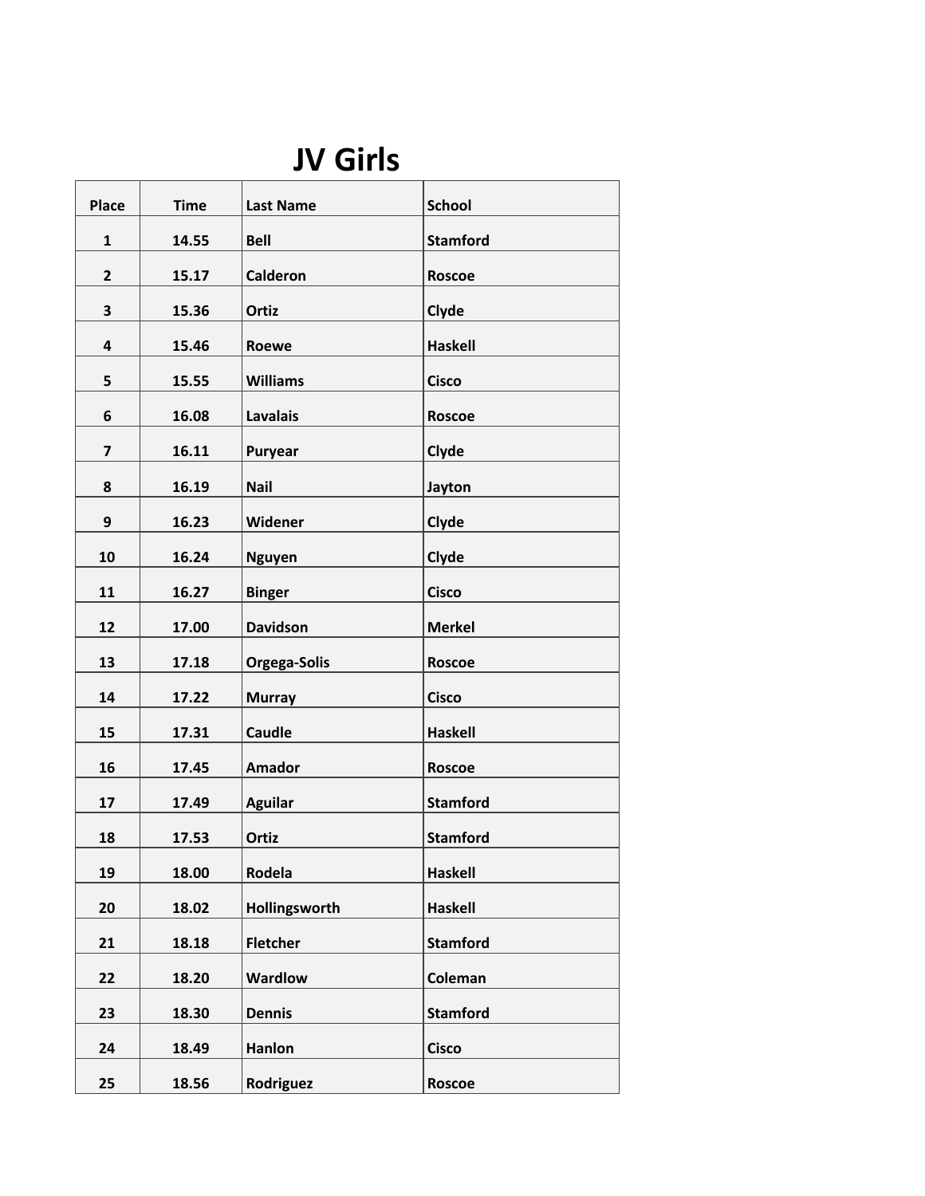# JV Girls

| Place | Time | Last Name | School |
|---|---|---|---|
| 1 | 14.55 | Bell | Stamford |
| 2 | 15.17 | Calderon | Roscoe |
| 3 | 15.36 | Ortiz | Clyde |
| 4 | 15.46 | Roewe | Haskell |
| 5 | 15.55 | Williams | Cisco |
| 6 | 16.08 | Lavalais | Roscoe |
| 7 | 16.11 | Puryear | Clyde |
| 8 | 16.19 | Nail | Jayton |
| 9 | 16.23 | Widener | Clyde |
| 10 | 16.24 | Nguyen | Clyde |
| 11 | 16.27 | Binger | Cisco |
| 12 | 17.00 | Davidson | Merkel |
| 13 | 17.18 | Orgega-Solis | Roscoe |
| 14 | 17.22 | Murray | Cisco |
| 15 | 17.31 | Caudle | Haskell |
| 16 | 17.45 | Amador | Roscoe |
| 17 | 17.49 | Aguilar | Stamford |
| 18 | 17.53 | Ortiz | Stamford |
| 19 | 18.00 | Rodela | Haskell |
| 20 | 18.02 | Hollingsworth | Haskell |
| 21 | 18.18 | Fletcher | Stamford |
| 22 | 18.20 | Wardlow | Coleman |
| 23 | 18.30 | Dennis | Stamford |
| 24 | 18.49 | Hanlon | Cisco |
| 25 | 18.56 | Rodriguez | Roscoe |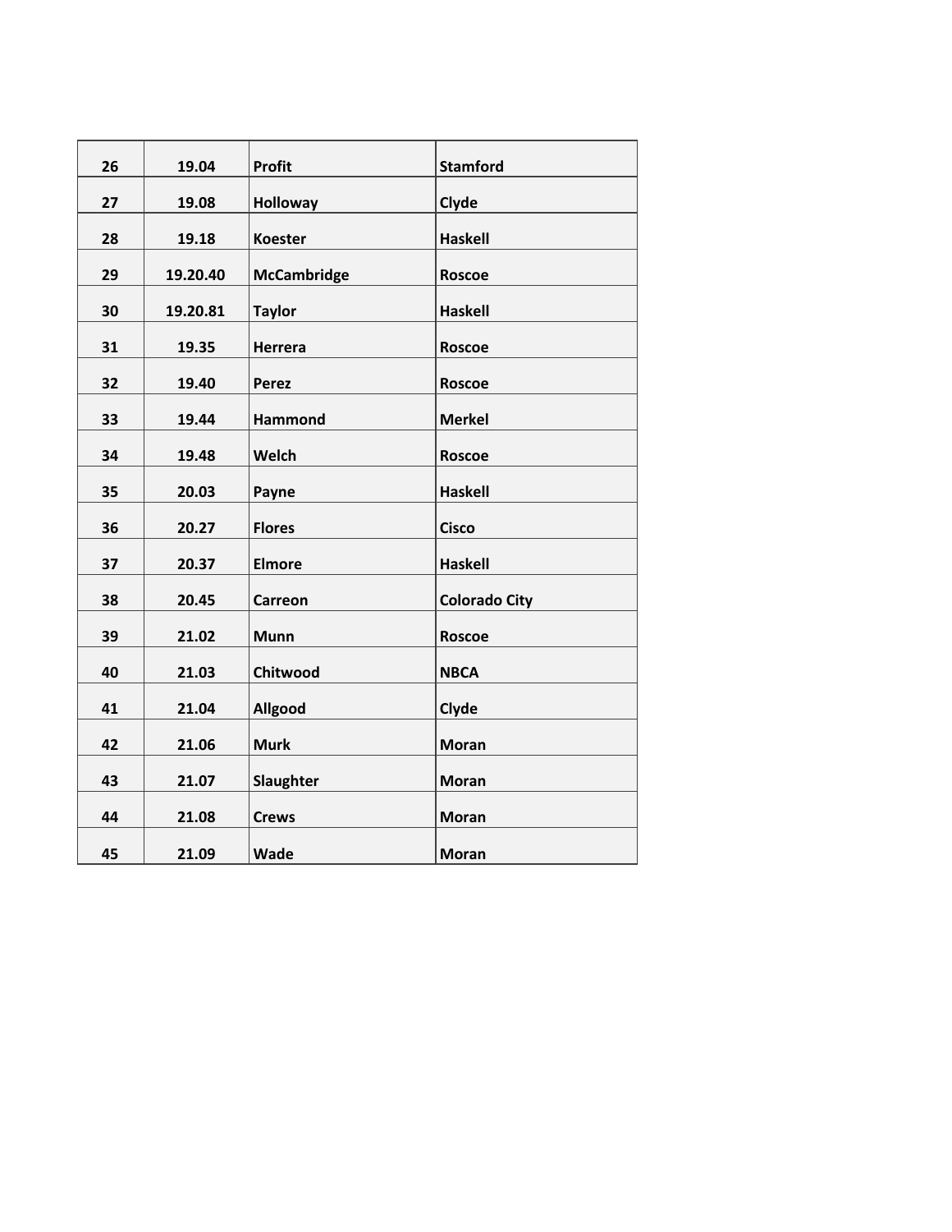| 26 | 19.04 | Profit | Stamford |
|---|---|---|---|
| 27 | 19.08 | Holloway | Clyde |
| 28 | 19.18 | Koester | Haskell |
| 29 | 19.20.40 | McCambridge | Roscoe |
| 30 | 19.20.81 | Taylor | Haskell |
| 31 | 19.35 | Herrera | Roscoe |
| 32 | 19.40 | Perez | Roscoe |
| 33 | 19.44 | Hammond | Merkel |
| 34 | 19.48 | Welch | Roscoe |
| 35 | 20.03 | Payne | Haskell |
| 36 | 20.27 | Flores | Cisco |
| 37 | 20.37 | Elmore | Haskell |
| 38 | 20.45 | Carreon | Colorado City |
| 39 | 21.02 | Munn | Roscoe |
| 40 | 21.03 | Chitwood | NBCA |
| 41 | 21.04 | Allgood | Clyde |
| 42 | 21.06 | Murk | Moran |
| 43 | 21.07 | Slaughter | Moran |
| 44 | 21.08 | Crews | Moran |
| 45 | 21.09 | Wade | Moran |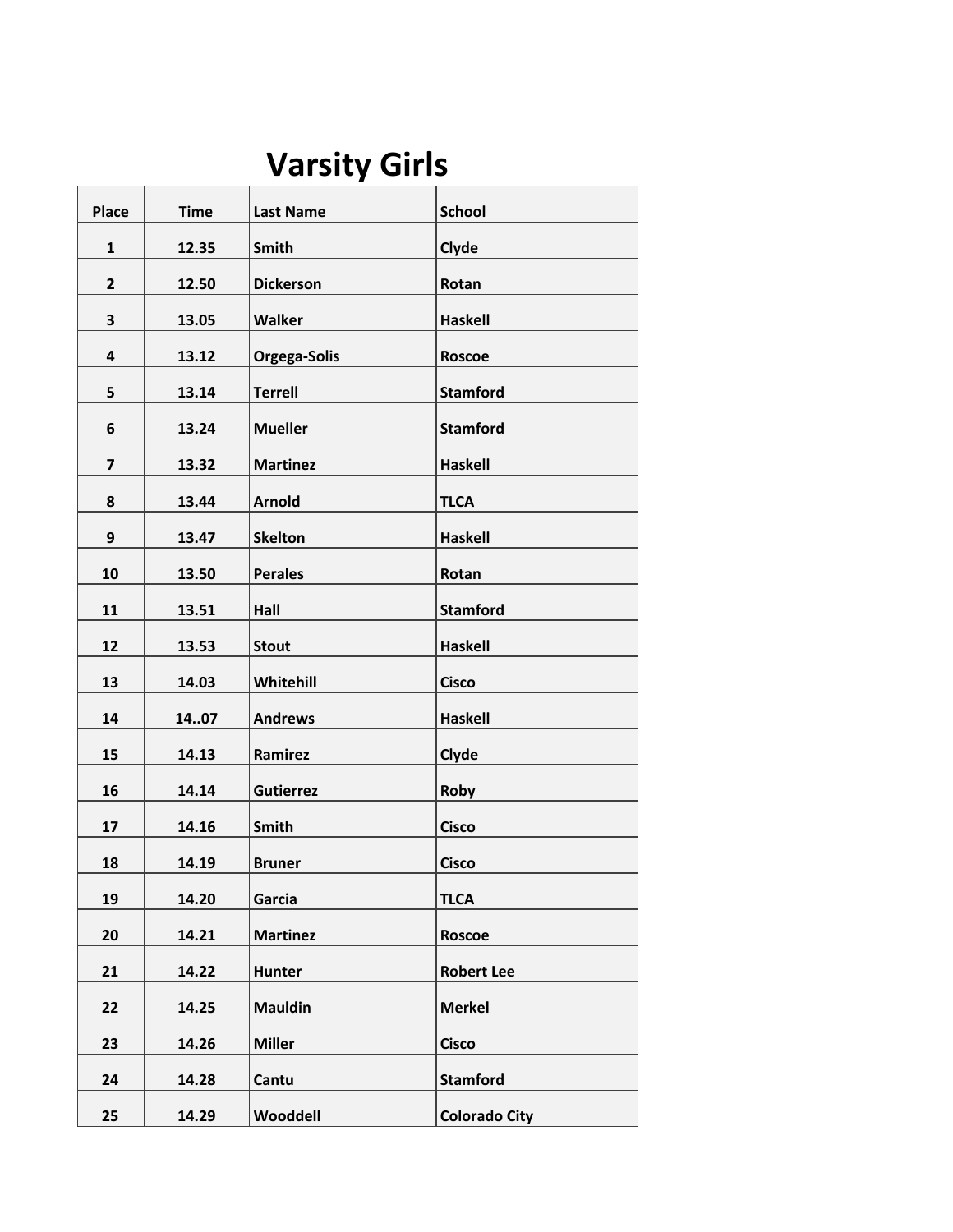# Varsity Girls

| Place | Time | Last Name | School |
|---|---|---|---|
| 1 | 12.35 | Smith | Clyde |
| 2 | 12.50 | Dickerson | Rotan |
| 3 | 13.05 | Walker | Haskell |
| 4 | 13.12 | Orgega-Solis | Roscoe |
| 5 | 13.14 | Terrell | Stamford |
| 6 | 13.24 | Mueller | Stamford |
| 7 | 13.32 | Martinez | Haskell |
| 8 | 13.44 | Arnold | TLCA |
| 9 | 13.47 | Skelton | Haskell |
| 10 | 13.50 | Perales | Rotan |
| 11 | 13.51 | Hall | Stamford |
| 12 | 13.53 | Stout | Haskell |
| 13 | 14.03 | Whitehill | Cisco |
| 14 | 14..07 | Andrews | Haskell |
| 15 | 14.13 | Ramirez | Clyde |
| 16 | 14.14 | Gutierrez | Roby |
| 17 | 14.16 | Smith | Cisco |
| 18 | 14.19 | Bruner | Cisco |
| 19 | 14.20 | Garcia | TLCA |
| 20 | 14.21 | Martinez | Roscoe |
| 21 | 14.22 | Hunter | Robert Lee |
| 22 | 14.25 | Mauldin | Merkel |
| 23 | 14.26 | Miller | Cisco |
| 24 | 14.28 | Cantu | Stamford |
| 25 | 14.29 | Wooddell | Colorado City |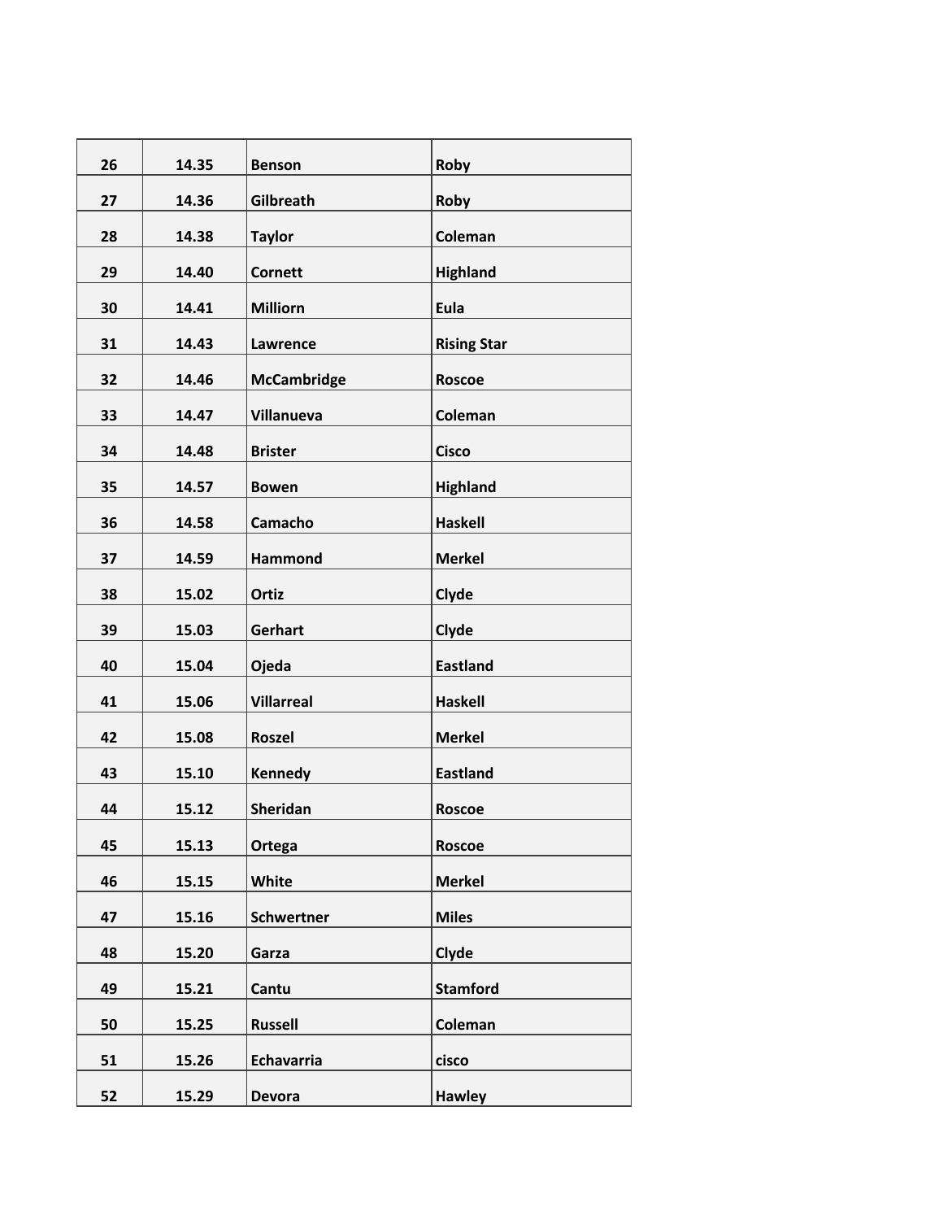| 26 | 14.35 | Benson | Roby |
|---|---|---|---|
| 27 | 14.36 | Gilbreath | Roby |
| 28 | 14.38 | Taylor | Coleman |
| 29 | 14.40 | Cornett | Highland |
| 30 | 14.41 | Milliorn | Eula |
| 31 | 14.43 | Lawrence | Rising Star |
| 32 | 14.46 | McCambridge | Roscoe |
| 33 | 14.47 | Villanueva | Coleman |
| 34 | 14.48 | Brister | Cisco |
| 35 | 14.57 | Bowen | Highland |
| 36 | 14.58 | Camacho | Haskell |
| 37 | 14.59 | Hammond | Merkel |
| 38 | 15.02 | Ortiz | Clyde |
| 39 | 15.03 | Gerhart | Clyde |
| 40 | 15.04 | Ojeda | Eastland |
| 41 | 15.06 | Villarreal | Haskell |
| 42 | 15.08 | Roszel | Merkel |
| 43 | 15.10 | Kennedy | Eastland |
| 44 | 15.12 | Sheridan | Roscoe |
| 45 | 15.13 | Ortega | Roscoe |
| 46 | 15.15 | White | Merkel |
| 47 | 15.16 | Schwertner | Miles |
| 48 | 15.20 | Garza | Clyde |
| 49 | 15.21 | Cantu | Stamford |
| 50 | 15.25 | Russell | Coleman |
| 51 | 15.26 | Echavarria | cisco |
| 52 | 15.29 | Devora | Hawley |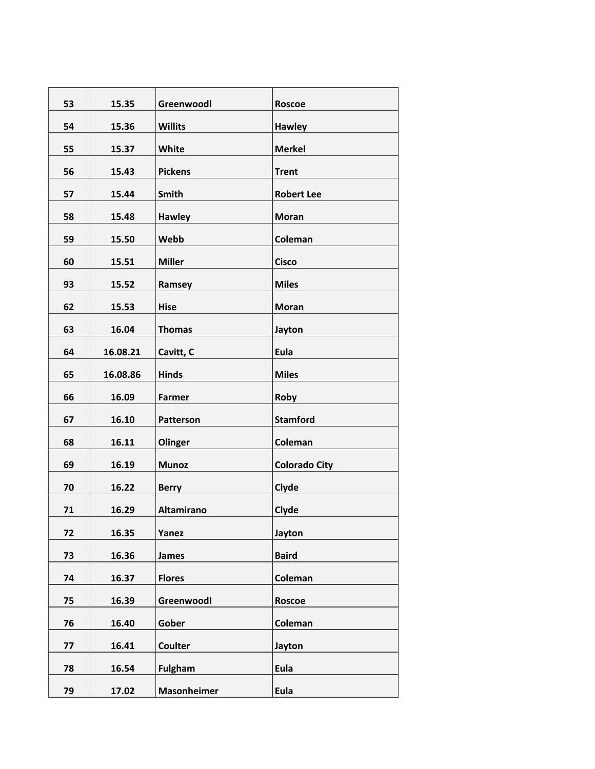| 53 | 15.35 | Greenwoodl | Roscoe |
|---|---|---|---|
| 54 | 15.36 | Willits | Hawley |
| 55 | 15.37 | White | Merkel |
| 56 | 15.43 | Pickens | Trent |
| 57 | 15.44 | Smith | Robert Lee |
| 58 | 15.48 | Hawley | Moran |
| 59 | 15.50 | Webb | Coleman |
| 60 | 15.51 | Miller | Cisco |
| 93 | 15.52 | Ramsey | Miles |
| 62 | 15.53 | Hise | Moran |
| 63 | 16.04 | Thomas | Jayton |
| 64 | 16.08.21 | Cavitt, C | Eula |
| 65 | 16.08.86 | Hinds | Miles |
| 66 | 16.09 | Farmer | Roby |
| 67 | 16.10 | Patterson | Stamford |
| 68 | 16.11 | Olinger | Coleman |
| 69 | 16.19 | Munoz | Colorado City |
| 70 | 16.22 | Berry | Clyde |
| 71 | 16.29 | Altamirano | Clyde |
| 72 | 16.35 | Yanez | Jayton |
| 73 | 16.36 | James | Baird |
| 74 | 16.37 | Flores | Coleman |
| 75 | 16.39 | Greenwoodl | Roscoe |
| 76 | 16.40 | Gober | Coleman |
| 77 | 16.41 | Coulter | Jayton |
| 78 | 16.54 | Fulgham | Eula |
| 79 | 17.02 | Masonheimer | Eula |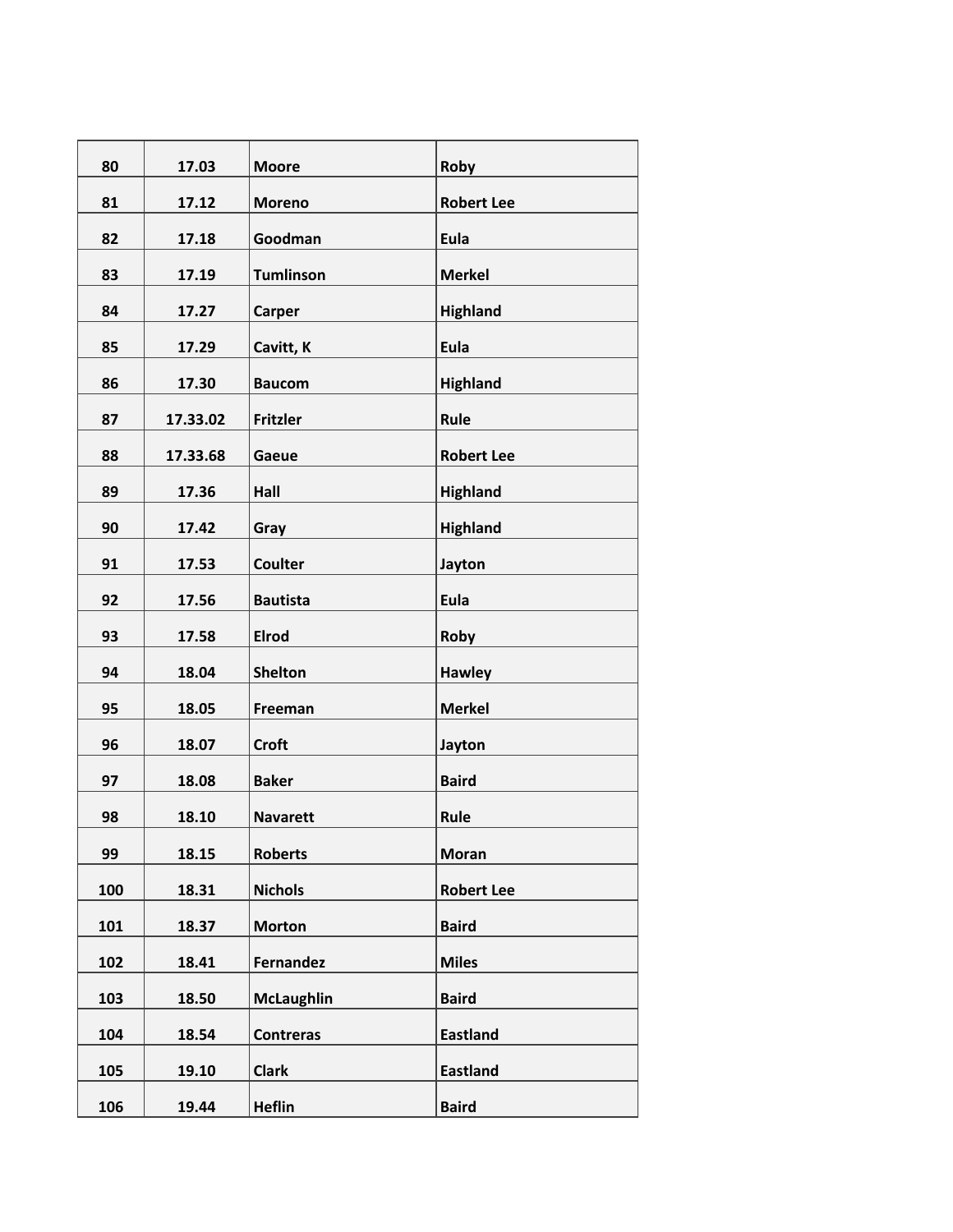| 80 | 17.03 | Moore | Roby |
|---|---|---|---|
| 81 | 17.12 | Moreno | Robert Lee |
| 82 | 17.18 | Goodman | Eula |
| 83 | 17.19 | Tumlinson | Merkel |
| 84 | 17.27 | Carper | Highland |
| 85 | 17.29 | Cavitt, K | Eula |
| 86 | 17.30 | Baucom | Highland |
| 87 | 17.33.02 | Fritzler | Rule |
| 88 | 17.33.68 | Gaeue | Robert Lee |
| 89 | 17.36 | Hall | Highland |
| 90 | 17.42 | Gray | Highland |
| 91 | 17.53 | Coulter | Jayton |
| 92 | 17.56 | Bautista | Eula |
| 93 | 17.58 | Elrod | Roby |
| 94 | 18.04 | Shelton | Hawley |
| 95 | 18.05 | Freeman | Merkel |
| 96 | 18.07 | Croft | Jayton |
| 97 | 18.08 | Baker | Baird |
| 98 | 18.10 | Navarett | Rule |
| 99 | 18.15 | Roberts | Moran |
| 100 | 18.31 | Nichols | Robert Lee |
| 101 | 18.37 | Morton | Baird |
| 102 | 18.41 | Fernandez | Miles |
| 103 | 18.50 | McLaughlin | Baird |
| 104 | 18.54 | Contreras | Eastland |
| 105 | 19.10 | Clark | Eastland |
| 106 | 19.44 | Heflin | Baird |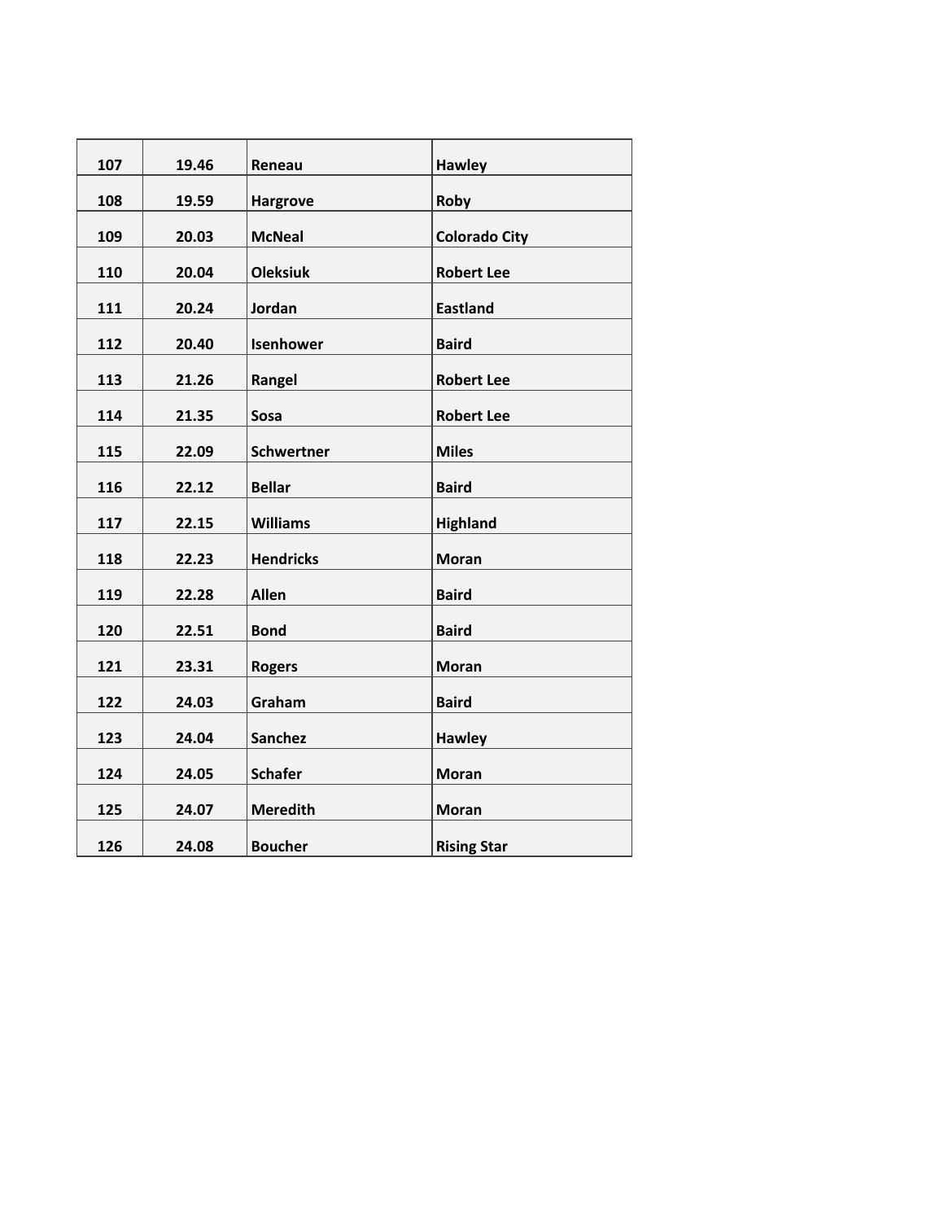| 107 | 19.46 | Reneau | Hawley |
|---|---|---|---|
| 108 | 19.59 | Hargrove | Roby |
| 109 | 20.03 | McNeal | Colorado City |
| 110 | 20.04 | Oleksiuk | Robert Lee |
| 111 | 20.24 | Jordan | Eastland |
| 112 | 20.40 | Isenhower | Baird |
| 113 | 21.26 | Rangel | Robert Lee |
| 114 | 21.35 | Sosa | Robert Lee |
| 115 | 22.09 | Schwertner | Miles |
| 116 | 22.12 | Bellar | Baird |
| 117 | 22.15 | Williams | Highland |
| 118 | 22.23 | Hendricks | Moran |
| 119 | 22.28 | Allen | Baird |
| 120 | 22.51 | Bond | Baird |
| 121 | 23.31 | Rogers | Moran |
| 122 | 24.03 | Graham | Baird |
| 123 | 24.04 | Sanchez | Hawley |
| 124 | 24.05 | Schafer | Moran |
| 125 | 24.07 | Meredith | Moran |
| 126 | 24.08 | Boucher | Rising Star |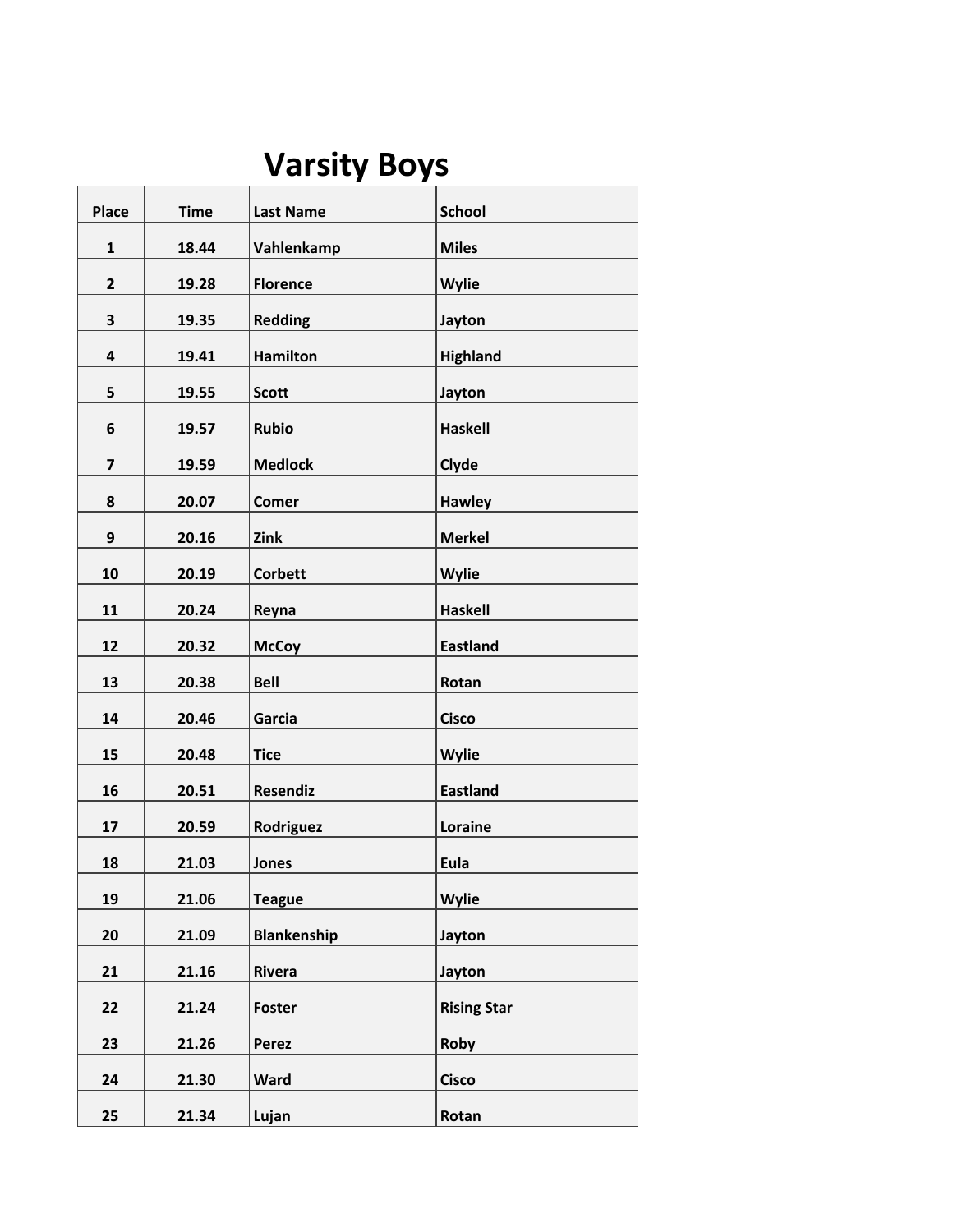# Varsity Boys

| Place | Time | Last Name | School |
|---|---|---|---|
| 1 | 18.44 | Vahlenkamp | Miles |
| 2 | 19.28 | Florence | Wylie |
| 3 | 19.35 | Redding | Jayton |
| 4 | 19.41 | Hamilton | Highland |
| 5 | 19.55 | Scott | Jayton |
| 6 | 19.57 | Rubio | Haskell |
| 7 | 19.59 | Medlock | Clyde |
| 8 | 20.07 | Comer | Hawley |
| 9 | 20.16 | Zink | Merkel |
| 10 | 20.19 | Corbett | Wylie |
| 11 | 20.24 | Reyna | Haskell |
| 12 | 20.32 | McCoy | Eastland |
| 13 | 20.38 | Bell | Rotan |
| 14 | 20.46 | Garcia | Cisco |
| 15 | 20.48 | Tice | Wylie |
| 16 | 20.51 | Resendiz | Eastland |
| 17 | 20.59 | Rodriguez | Loraine |
| 18 | 21.03 | Jones | Eula |
| 19 | 21.06 | Teague | Wylie |
| 20 | 21.09 | Blankenship | Jayton |
| 21 | 21.16 | Rivera | Jayton |
| 22 | 21.24 | Foster | Rising Star |
| 23 | 21.26 | Perez | Roby |
| 24 | 21.30 | Ward | Cisco |
| 25 | 21.34 | Lujan | Rotan |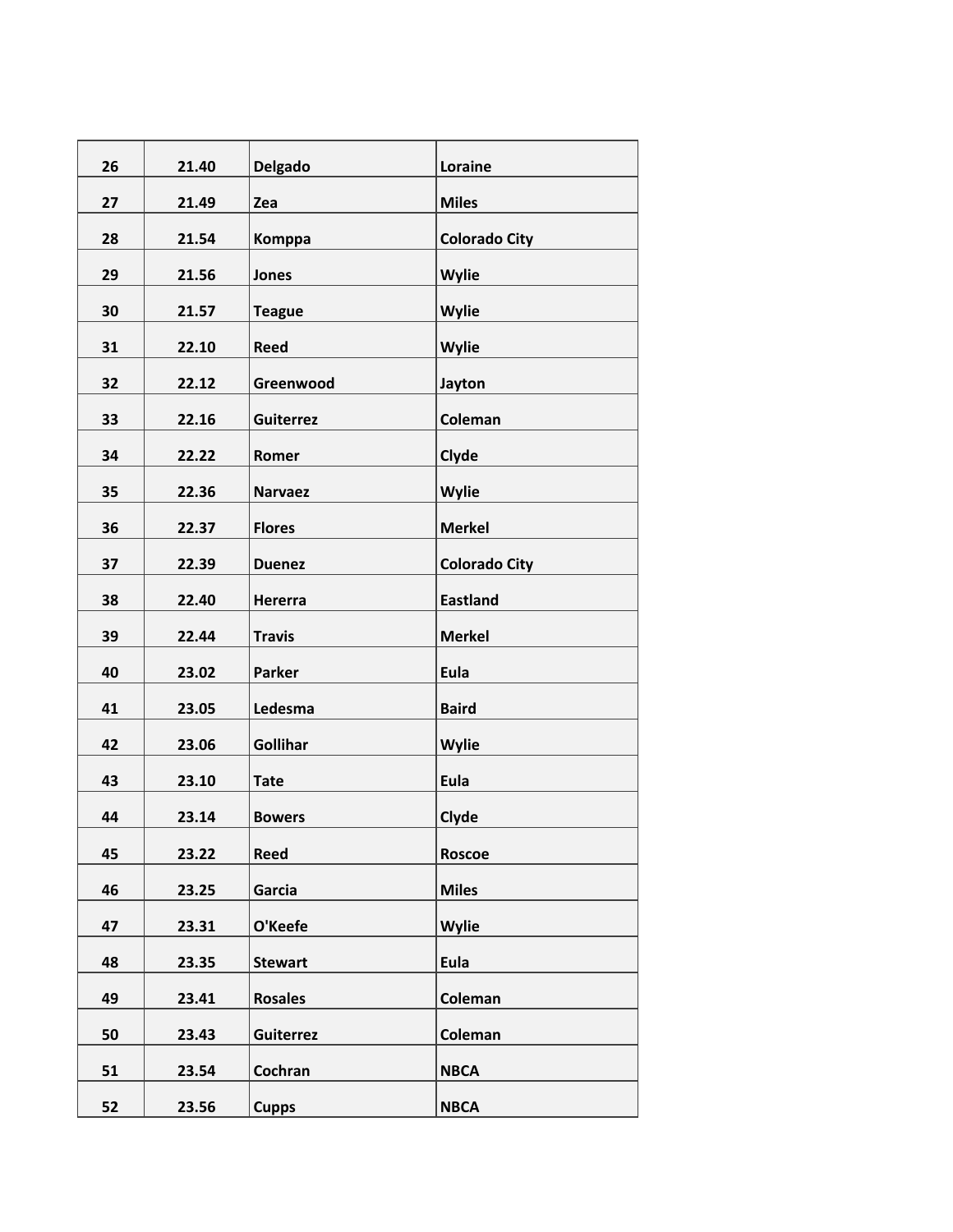| 26 | 21.40 | Delgado | Loraine |
|---|---|---|---|
| 27 | 21.49 | Zea | Miles |
| 28 | 21.54 | Komppa | Colorado City |
| 29 | 21.56 | Jones | Wylie |
| 30 | 21.57 | Teague | Wylie |
| 31 | 22.10 | Reed | Wylie |
| 32 | 22.12 | Greenwood | Jayton |
| 33 | 22.16 | Guiterrez | Coleman |
| 34 | 22.22 | Romer | Clyde |
| 35 | 22.36 | Narvaez | Wylie |
| 36 | 22.37 | Flores | Merkel |
| 37 | 22.39 | Duenez | Colorado City |
| 38 | 22.40 | Hererra | Eastland |
| 39 | 22.44 | Travis | Merkel |
| 40 | 23.02 | Parker | Eula |
| 41 | 23.05 | Ledesma | Baird |
| 42 | 23.06 | Gollihar | Wylie |
| 43 | 23.10 | Tate | Eula |
| 44 | 23.14 | Bowers | Clyde |
| 45 | 23.22 | Reed | Roscoe |
| 46 | 23.25 | Garcia | Miles |
| 47 | 23.31 | O'Keefe | Wylie |
| 48 | 23.35 | Stewart | Eula |
| 49 | 23.41 | Rosales | Coleman |
| 50 | 23.43 | Guiterrez | Coleman |
| 51 | 23.54 | Cochran | NBCA |
| 52 | 23.56 | Cupps | NBCA |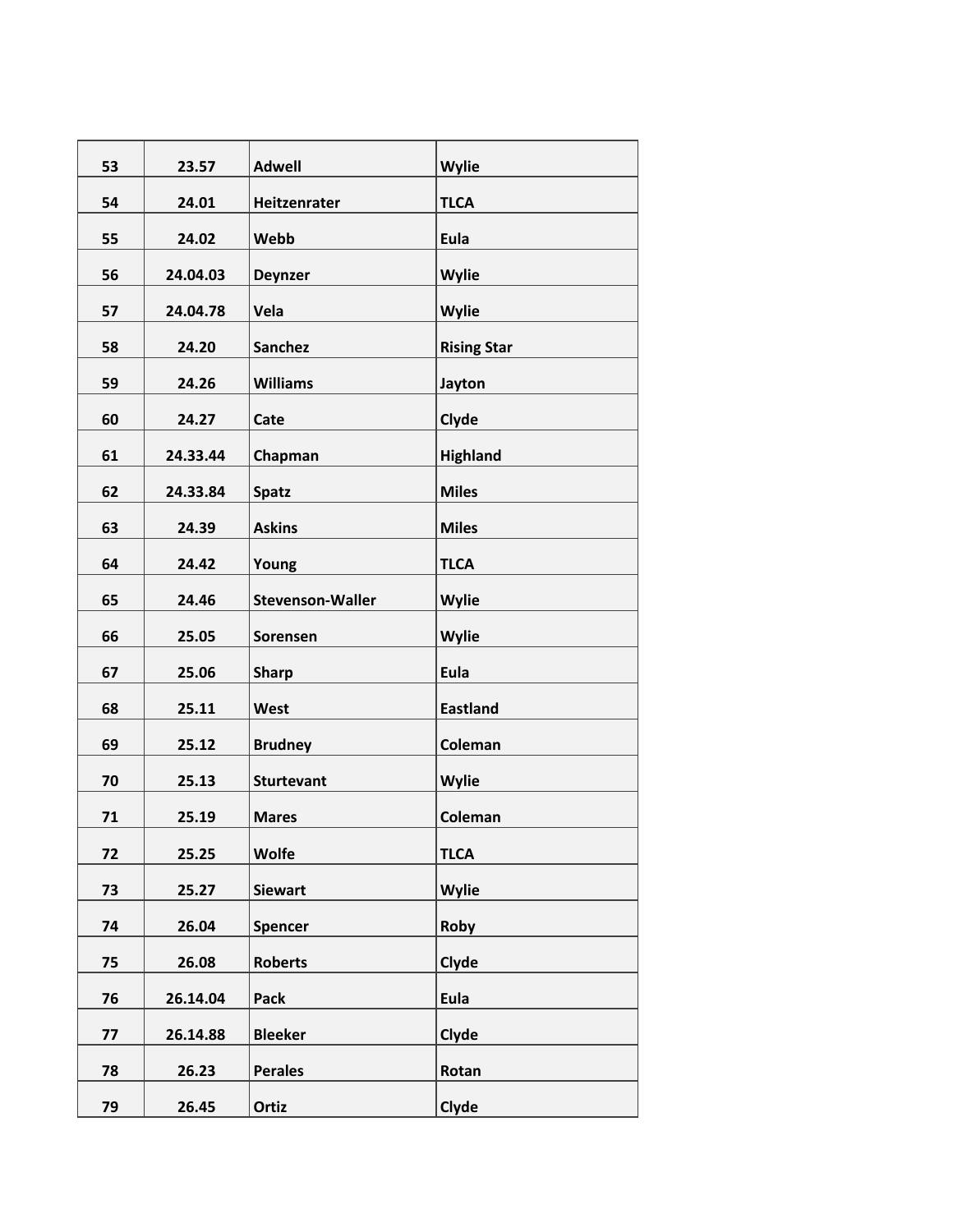| 53 | 23.57 | Adwell | Wylie |
|---|---|---|---|
| 54 | 24.01 | Heitzenrater | TLCA |
| 55 | 24.02 | Webb | Eula |
| 56 | 24.04.03 | Deynzer | Wylie |
| 57 | 24.04.78 | Vela | Wylie |
| 58 | 24.20 | Sanchez | Rising Star |
| 59 | 24.26 | Williams | Jayton |
| 60 | 24.27 | Cate | Clyde |
| 61 | 24.33.44 | Chapman | Highland |
| 62 | 24.33.84 | Spatz | Miles |
| 63 | 24.39 | Askins | Miles |
| 64 | 24.42 | Young | TLCA |
| 65 | 24.46 | Stevenson-Waller | Wylie |
| 66 | 25.05 | Sorensen | Wylie |
| 67 | 25.06 | Sharp | Eula |
| 68 | 25.11 | West | Eastland |
| 69 | 25.12 | Brudney | Coleman |
| 70 | 25.13 | Sturtevant | Wylie |
| 71 | 25.19 | Mares | Coleman |
| 72 | 25.25 | Wolfe | TLCA |
| 73 | 25.27 | Siewart | Wylie |
| 74 | 26.04 | Spencer | Roby |
| 75 | 26.08 | Roberts | Clyde |
| 76 | 26.14.04 | Pack | Eula |
| 77 | 26.14.88 | Bleeker | Clyde |
| 78 | 26.23 | Perales | Rotan |
| 79 | 26.45 | Ortiz | Clyde |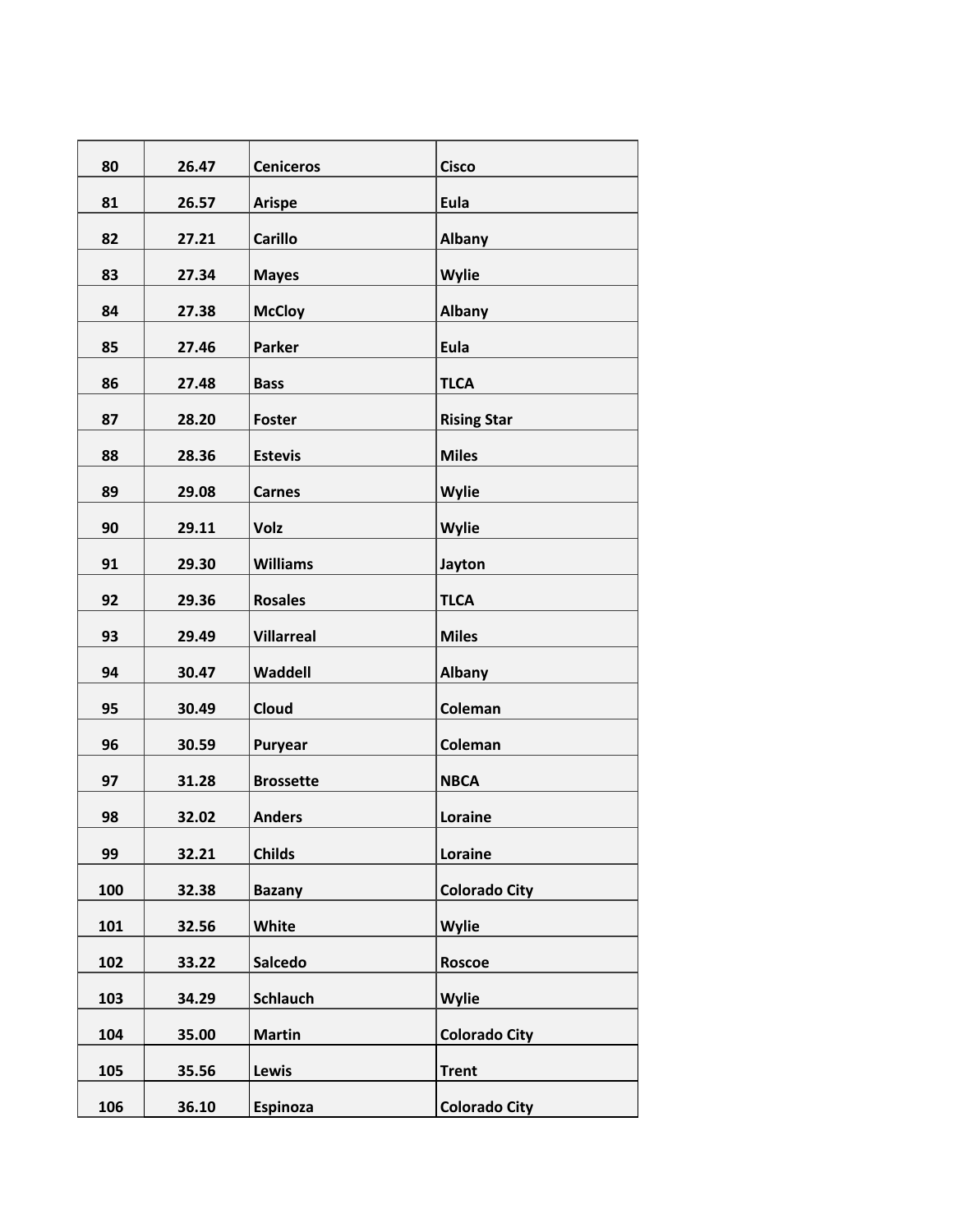| 80 | 26.47 | Ceniceros | Cisco |
|---|---|---|---|
| 81 | 26.57 | Arispe | Eula |
| 82 | 27.21 | Carillo | Albany |
| 83 | 27.34 | Mayes | Wylie |
| 84 | 27.38 | McCloy | Albany |
| 85 | 27.46 | Parker | Eula |
| 86 | 27.48 | Bass | TLCA |
| 87 | 28.20 | Foster | Rising Star |
| 88 | 28.36 | Estevis | Miles |
| 89 | 29.08 | Carnes | Wylie |
| 90 | 29.11 | Volz | Wylie |
| 91 | 29.30 | Williams | Jayton |
| 92 | 29.36 | Rosales | TLCA |
| 93 | 29.49 | Villarreal | Miles |
| 94 | 30.47 | Waddell | Albany |
| 95 | 30.49 | Cloud | Coleman |
| 96 | 30.59 | Puryear | Coleman |
| 97 | 31.28 | Brossette | NBCA |
| 98 | 32.02 | Anders | Loraine |
| 99 | 32.21 | Childs | Loraine |
| 100 | 32.38 | Bazany | Colorado City |
| 101 | 32.56 | White | Wylie |
| 102 | 33.22 | Salcedo | Roscoe |
| 103 | 34.29 | Schlauch | Wylie |
| 104 | 35.00 | Martin | Colorado City |
| 105 | 35.56 | Lewis | Trent |
| 106 | 36.10 | Espinoza | Colorado City |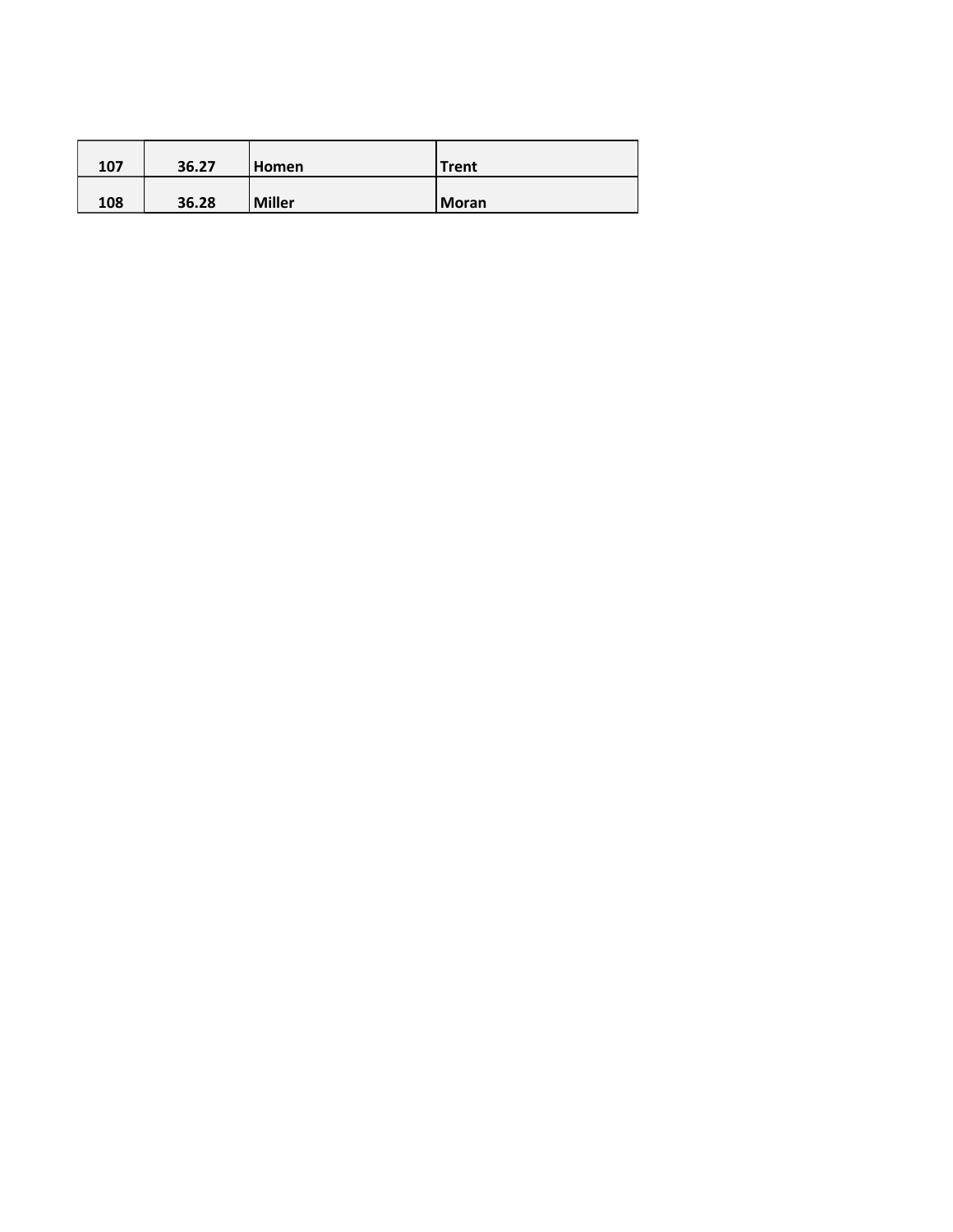| | | | |
|---|---|---|---|
| **107** | **36.27** | **Homen** | **Trent** |
| **108** | **36.28** | **Miller** | **Moran** |